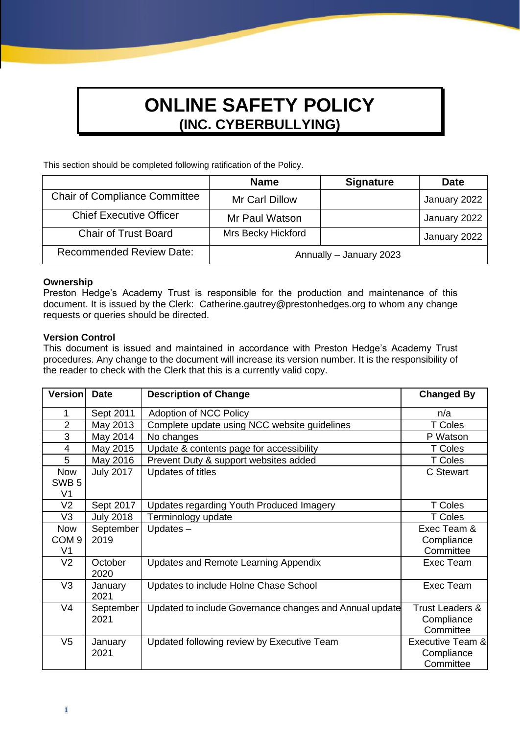# ONLINE SAFETY POLICY
## (INC. CYBERBULLYING)

This section should be completed following ratification of the Policy.

| | Name | Signature | Date |
|---|---|---|---|
| Chair of Compliance Committee | Mr Carl Dillow | | January 2022 |
| Chief Executive Officer | Mr Paul Watson | | January 2022 |
| Chair of Trust Board | Mrs Becky Hickford | | January 2022 |
| Recommended Review Date: | Annually – January 2023 | | |

**Ownership**
Preston Hedge's Academy Trust is responsible for the production and maintenance of this document. It is issued by the Clerk: Catherine.gautrey@prestonhedges.org to whom any change requests or queries should be directed.

**Version Control**
This document is issued and maintained in accordance with Preston Hedge's Academy Trust procedures. Any change to the document will increase its version number. It is the responsibility of the reader to check with the Clerk that this is a currently valid copy.

| Version | Date | Description of Change | Changed By |
|---|---|---|---|
| 1 | Sept 2011 | Adoption of NCC Policy | n/a |
| 2 | May 2013 | Complete update using NCC website guidelines | T Coles |
| 3 | May 2014 | No changes | P Watson |
| 4 | May 2015 | Update & contents page for accessibility | T Coles |
| 5 | May 2016 | Prevent Duty & support websites added | T Coles |
| Now SWB 5 V1 | July 2017 | Updates of titles | C Stewart |
| V2 | Sept 2017 | Updates regarding Youth Produced Imagery | T Coles |
| V3 | July 2018 | Terminology update | T Coles |
| Now COM 9 V1 | September 2019 | Updates – | Exec Team & Compliance Committee |
| V2 | October 2020 | Updates and Remote Learning Appendix | Exec Team |
| V3 | January 2021 | Updates to include Holne Chase School | Exec Team |
| V4 | September 2021 | Updated to include Governance changes and Annual update | Trust Leaders & Compliance Committee |
| V5 | January 2021 | Updated following review by Executive Team | Executive Team & Compliance Committee |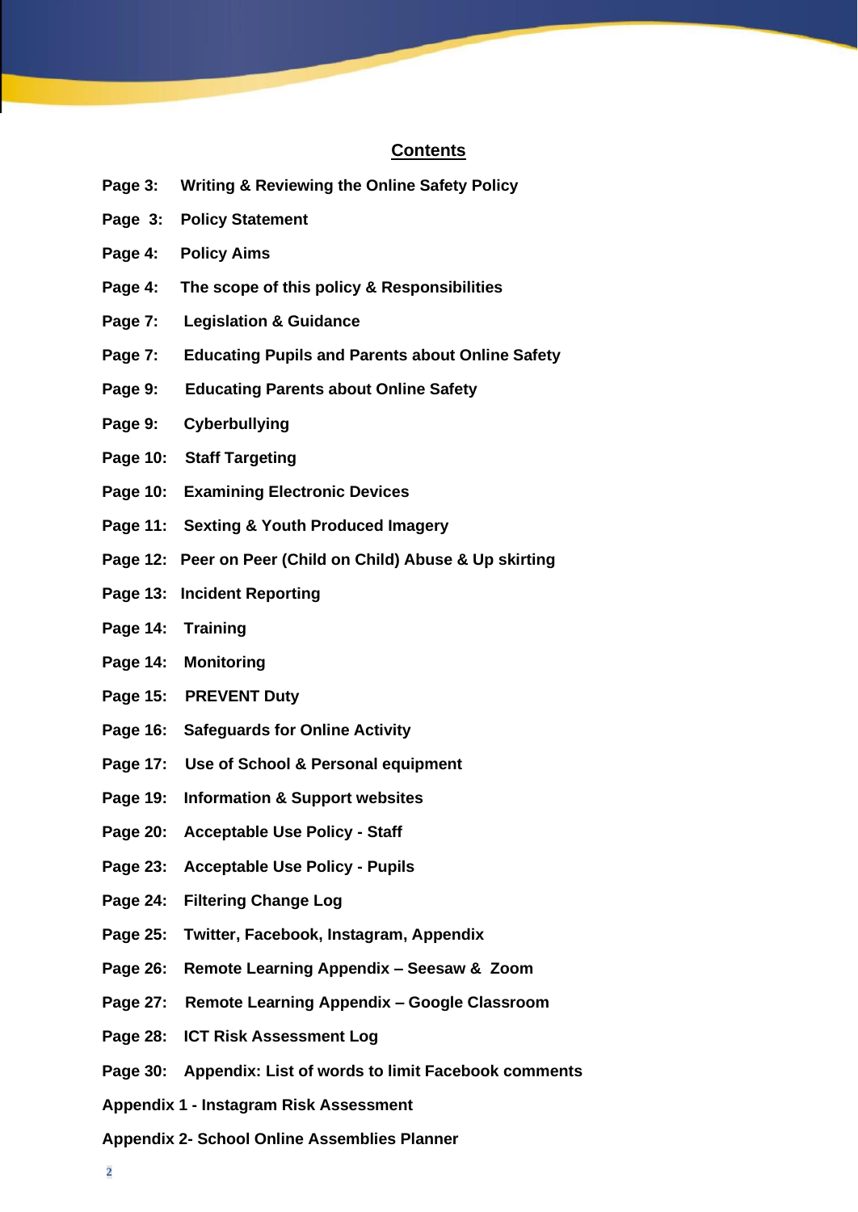## Contents

**Page 3:** **Writing & Reviewing the Online Safety Policy**

**Page 3:** **Policy Statement**

**Page 4:** **Policy Aims**

**Page 4:** **The scope of this policy & Responsibilities**

**Page 7:** **Legislation & Guidance**

**Page 7:** **Educating Pupils and Parents about Online Safety**

**Page 9:** **Educating Parents about Online Safety**

**Page 9:** **Cyberbullying**

**Page 10:** **Staff Targeting**

**Page 10:** **Examining Electronic Devices**

**Page 11:** **Sexting & Youth Produced Imagery**

**Page 12:** **Peer on Peer (Child on Child) Abuse & Up skirting**

**Page 13:** **Incident Reporting**

**Page 14:** **Training**

**Page 14:** **Monitoring**

**Page 15:** **PREVENT Duty**

**Page 16:** **Safeguards for Online Activity**

**Page 17:** **Use of School & Personal equipment**

**Page 19:** **Information & Support websites**

**Page 20:** **Acceptable Use Policy - Staff**

**Page 23:** **Acceptable Use Policy - Pupils**

**Page 24:** **Filtering Change Log**

**Page 25:** **Twitter, Facebook, Instagram, Appendix**

**Page 26:** **Remote Learning Appendix – Seesaw & Zoom**

**Page 27:** **Remote Learning Appendix – Google Classroom**

**Page 28:** **ICT Risk Assessment Log**

**Page 30:** **Appendix: List of words to limit Facebook comments**

**Appendix 1 - Instagram Risk Assessment**

**Appendix 2- School Online Assemblies Planner**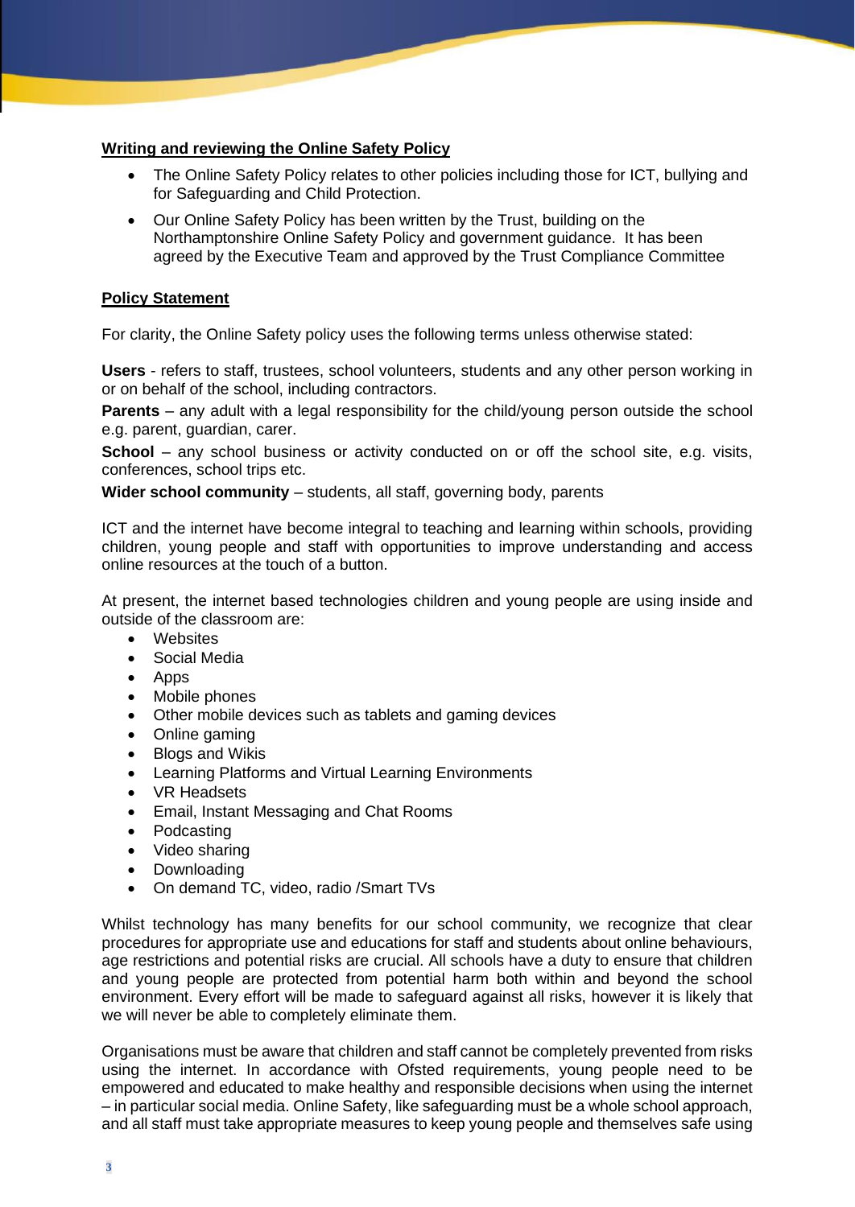**Writing and reviewing the Online Safety Policy**

- The Online Safety Policy relates to other policies including those for ICT, bullying and for Safeguarding and Child Protection.
- Our Online Safety Policy has been written by the Trust, building on the Northamptonshire Online Safety Policy and government guidance. It has been agreed by the Executive Team and approved by the Trust Compliance Committee

**Policy Statement**

For clarity, the Online Safety policy uses the following terms unless otherwise stated:

**Users** - refers to staff, trustees, school volunteers, students and any other person working in or on behalf of the school, including contractors.

**Parents** – any adult with a legal responsibility for the child/young person outside the school e.g. parent, guardian, carer.

**School** – any school business or activity conducted on or off the school site, e.g. visits, conferences, school trips etc.

**Wider school community** – students, all staff, governing body, parents

ICT and the internet have become integral to teaching and learning within schools, providing children, young people and staff with opportunities to improve understanding and access online resources at the touch of a button.

At present, the internet based technologies children and young people are using inside and outside of the classroom are:

- Websites
- Social Media
- Apps
- Mobile phones
- Other mobile devices such as tablets and gaming devices
- Online gaming
- Blogs and Wikis
- Learning Platforms and Virtual Learning Environments
- VR Headsets
- Email, Instant Messaging and Chat Rooms
- Podcasting
- Video sharing
- Downloading
- On demand TC, video, radio /Smart TVs

Whilst technology has many benefits for our school community, we recognize that clear procedures for appropriate use and educations for staff and students about online behaviours, age restrictions and potential risks are crucial. All schools have a duty to ensure that children and young people are protected from potential harm both within and beyond the school environment. Every effort will be made to safeguard against all risks, however it is likely that we will never be able to completely eliminate them.

Organisations must be aware that children and staff cannot be completely prevented from risks using the internet. In accordance with Ofsted requirements, young people need to be empowered and educated to make healthy and responsible decisions when using the internet – in particular social media. Online Safety, like safeguarding must be a whole school approach, and all staff must take appropriate measures to keep young people and themselves safe using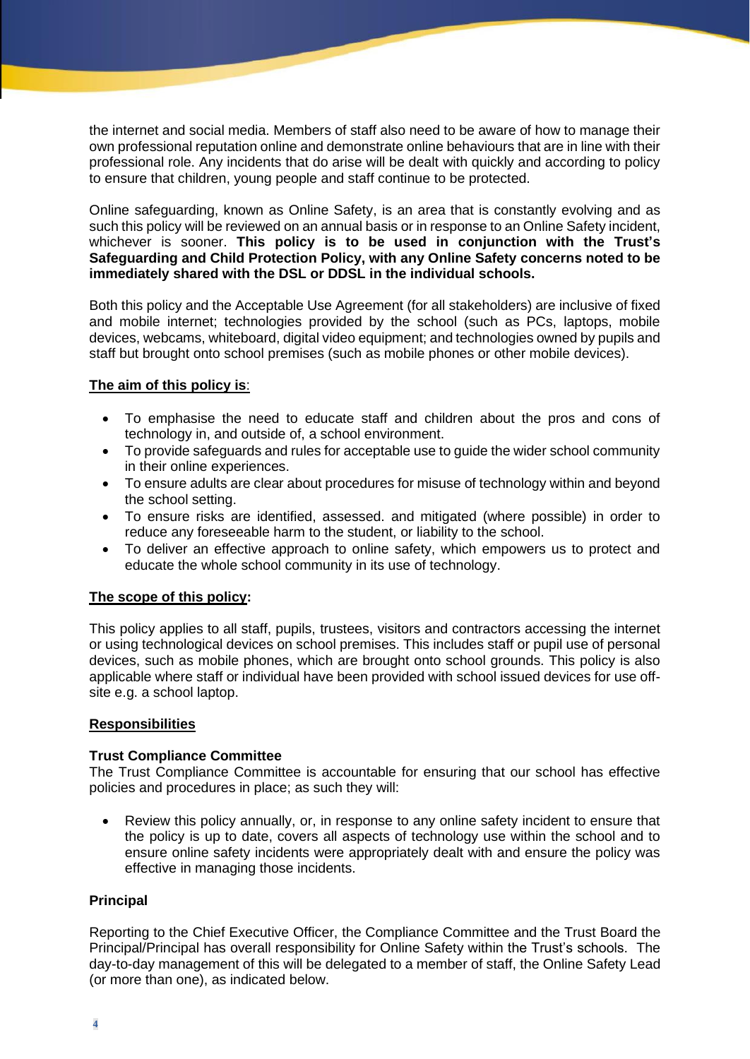the internet and social media. Members of staff also need to be aware of how to manage their own professional reputation online and demonstrate online behaviours that are in line with their professional role. Any incidents that do arise will be dealt with quickly and according to policy to ensure that children, young people and staff continue to be protected.

Online safeguarding, known as Online Safety, is an area that is constantly evolving and as such this policy will be reviewed on an annual basis or in response to an Online Safety incident, whichever is sooner. **This policy is to be used in conjunction with the Trust's Safeguarding and Child Protection Policy, with any Online Safety concerns noted to be immediately shared with the DSL or DDSL in the individual schools.**

Both this policy and the Acceptable Use Agreement (for all stakeholders) are inclusive of fixed and mobile internet; technologies provided by the school (such as PCs, laptops, mobile devices, webcams, whiteboard, digital video equipment; and technologies owned by pupils and staff but brought onto school premises (such as mobile phones or other mobile devices).

**The aim of this policy is**:

- To emphasise the need to educate staff and children about the pros and cons of technology in, and outside of, a school environment.
- To provide safeguards and rules for acceptable use to guide the wider school community in their online experiences.
- To ensure adults are clear about procedures for misuse of technology within and beyond the school setting.
- To ensure risks are identified, assessed. and mitigated (where possible) in order to reduce any foreseeable harm to the student, or liability to the school.
- To deliver an effective approach to online safety, which empowers us to protect and educate the whole school community in its use of technology.

**The scope of this policy:**

This policy applies to all staff, pupils, trustees, visitors and contractors accessing the internet or using technological devices on school premises. This includes staff or pupil use of personal devices, such as mobile phones, which are brought onto school grounds. This policy is also applicable where staff or individual have been provided with school issued devices for use off-site e.g. a school laptop.

**Responsibilities**

**Trust Compliance Committee**

The Trust Compliance Committee is accountable for ensuring that our school has effective policies and procedures in place; as such they will:

- Review this policy annually, or, in response to any online safety incident to ensure that the policy is up to date, covers all aspects of technology use within the school and to ensure online safety incidents were appropriately dealt with and ensure the policy was effective in managing those incidents.

**Principal**

Reporting to the Chief Executive Officer, the Compliance Committee and the Trust Board the Principal/Principal has overall responsibility for Online Safety within the Trust's schools. The day-to-day management of this will be delegated to a member of staff, the Online Safety Lead (or more than one), as indicated below.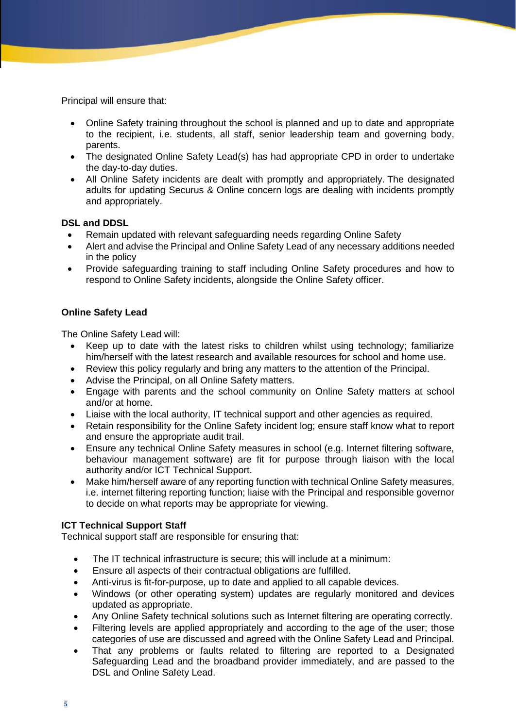Principal will ensure that:

- Online Safety training throughout the school is planned and up to date and appropriate to the recipient, i.e. students, all staff, senior leadership team and governing body, parents.
- The designated Online Safety Lead(s) has had appropriate CPD in order to undertake the day-to-day duties.
- All Online Safety incidents are dealt with promptly and appropriately. The designated adults for updating Securus & Online concern logs are dealing with incidents promptly and appropriately.

**DSL and DDSL**

- Remain updated with relevant safeguarding needs regarding Online Safety
- Alert and advise the Principal and Online Safety Lead of any necessary additions needed in the policy
- Provide safeguarding training to staff including Online Safety procedures and how to respond to Online Safety incidents, alongside the Online Safety officer.

**Online Safety Lead**

The Online Safety Lead will:

- Keep up to date with the latest risks to children whilst using technology; familiarize him/herself with the latest research and available resources for school and home use.
- Review this policy regularly and bring any matters to the attention of the Principal.
- Advise the Principal, on all Online Safety matters.
- Engage with parents and the school community on Online Safety matters at school and/or at home.
- Liaise with the local authority, IT technical support and other agencies as required.
- Retain responsibility for the Online Safety incident log; ensure staff know what to report and ensure the appropriate audit trail.
- Ensure any technical Online Safety measures in school (e.g. Internet filtering software, behaviour management software) are fit for purpose through liaison with the local authority and/or ICT Technical Support.
- Make him/herself aware of any reporting function with technical Online Safety measures, i.e. internet filtering reporting function; liaise with the Principal and responsible governor to decide on what reports may be appropriate for viewing.

**ICT Technical Support Staff**

Technical support staff are responsible for ensuring that:

- The IT technical infrastructure is secure; this will include at a minimum:
- Ensure all aspects of their contractual obligations are fulfilled.
- Anti-virus is fit-for-purpose, up to date and applied to all capable devices.
- Windows (or other operating system) updates are regularly monitored and devices updated as appropriate.
- Any Online Safety technical solutions such as Internet filtering are operating correctly.
- Filtering levels are applied appropriately and according to the age of the user; those categories of use are discussed and agreed with the Online Safety Lead and Principal.
- That any problems or faults related to filtering are reported to a Designated Safeguarding Lead and the broadband provider immediately, and are passed to the DSL and Online Safety Lead.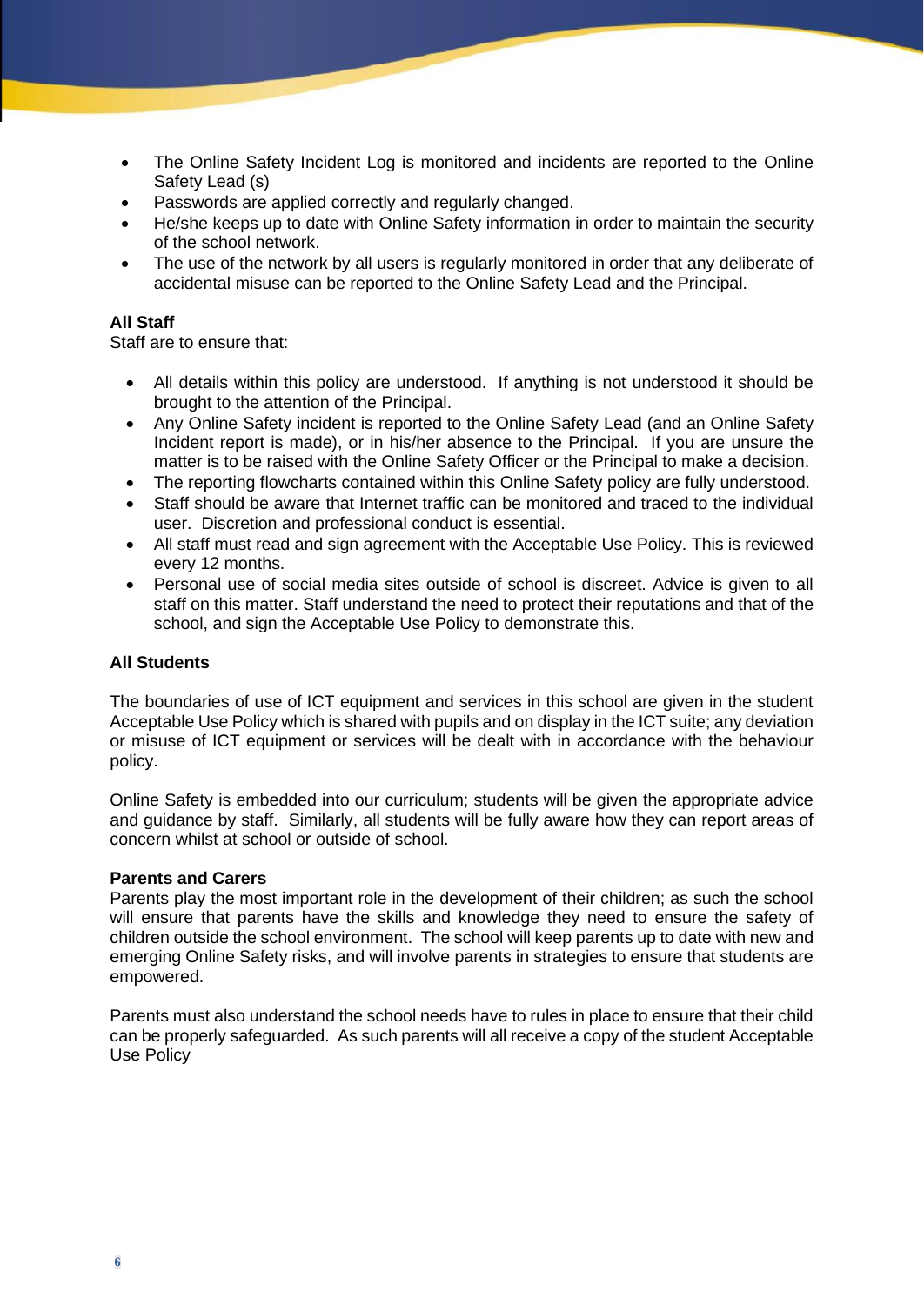- The Online Safety Incident Log is monitored and incidents are reported to the Online Safety Lead (s)
- Passwords are applied correctly and regularly changed.
- He/she keeps up to date with Online Safety information in order to maintain the security of the school network.
- The use of the network by all users is regularly monitored in order that any deliberate of accidental misuse can be reported to the Online Safety Lead and the Principal.

**All Staff**

Staff are to ensure that:

- All details within this policy are understood. If anything is not understood it should be brought to the attention of the Principal.
- Any Online Safety incident is reported to the Online Safety Lead (and an Online Safety Incident report is made), or in his/her absence to the Principal. If you are unsure the matter is to be raised with the Online Safety Officer or the Principal to make a decision.
- The reporting flowcharts contained within this Online Safety policy are fully understood.
- Staff should be aware that Internet traffic can be monitored and traced to the individual user. Discretion and professional conduct is essential.
- All staff must read and sign agreement with the Acceptable Use Policy. This is reviewed every 12 months.
- Personal use of social media sites outside of school is discreet. Advice is given to all staff on this matter. Staff understand the need to protect their reputations and that of the school, and sign the Acceptable Use Policy to demonstrate this.

**All Students**

The boundaries of use of ICT equipment and services in this school are given in the student Acceptable Use Policy which is shared with pupils and on display in the ICT suite; any deviation or misuse of ICT equipment or services will be dealt with in accordance with the behaviour policy.

Online Safety is embedded into our curriculum; students will be given the appropriate advice and guidance by staff. Similarly, all students will be fully aware how they can report areas of concern whilst at school or outside of school.

**Parents and Carers**

Parents play the most important role in the development of their children; as such the school will ensure that parents have the skills and knowledge they need to ensure the safety of children outside the school environment. The school will keep parents up to date with new and emerging Online Safety risks, and will involve parents in strategies to ensure that students are empowered.

Parents must also understand the school needs have to rules in place to ensure that their child can be properly safeguarded. As such parents will all receive a copy of the student Acceptable Use Policy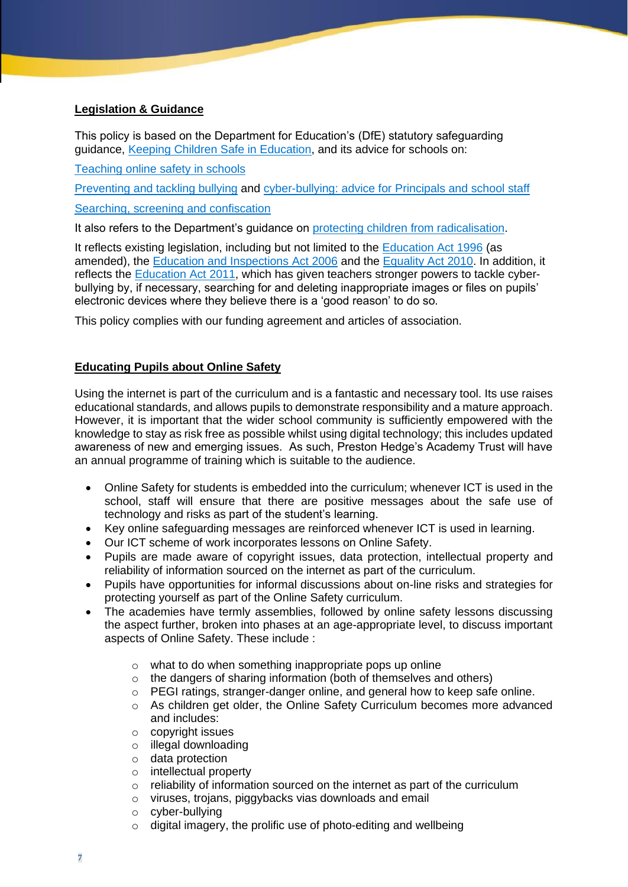## Legislation & Guidance

This policy is based on the Department for Education's (DfE) statutory safeguarding guidance, Keeping Children Safe in Education, and its advice for schools on:

Teaching online safety in schools

Preventing and tackling bullying and cyber-bullying: advice for Principals and school staff

Searching, screening and confiscation

It also refers to the Department's guidance on protecting children from radicalisation.

It reflects existing legislation, including but not limited to the Education Act 1996 (as amended), the Education and Inspections Act 2006 and the Equality Act 2010. In addition, it reflects the Education Act 2011, which has given teachers stronger powers to tackle cyber-bullying by, if necessary, searching for and deleting inappropriate images or files on pupils' electronic devices where they believe there is a 'good reason' to do so.

This policy complies with our funding agreement and articles of association.

## Educating Pupils about Online Safety

Using the internet is part of the curriculum and is a fantastic and necessary tool. Its use raises educational standards, and allows pupils to demonstrate responsibility and a mature approach. However, it is important that the wider school community is sufficiently empowered with the knowledge to stay as risk free as possible whilst using digital technology; this includes updated awareness of new and emerging issues. As such, Preston Hedge's Academy Trust will have an annual programme of training which is suitable to the audience.

- Online Safety for students is embedded into the curriculum; whenever ICT is used in the school, staff will ensure that there are positive messages about the safe use of technology and risks as part of the student's learning.
- Key online safeguarding messages are reinforced whenever ICT is used in learning.
- Our ICT scheme of work incorporates lessons on Online Safety.
- Pupils are made aware of copyright issues, data protection, intellectual property and reliability of information sourced on the internet as part of the curriculum.
- Pupils have opportunities for informal discussions about on-line risks and strategies for protecting yourself as part of the Online Safety curriculum.
- The academies have termly assemblies, followed by online safety lessons discussing the aspect further, broken into phases at an age-appropriate level, to discuss important aspects of Online Safety. These include :
    - what to do when something inappropriate pops up online
    - the dangers of sharing information (both of themselves and others)
    - PEGI ratings, stranger-danger online, and general how to keep safe online.
    - As children get older, the Online Safety Curriculum becomes more advanced and includes:
    - copyright issues
    - illegal downloading
    - data protection
    - intellectual property
    - reliability of information sourced on the internet as part of the curriculum
    - viruses, trojans, piggybacks vias downloads and email
    - cyber-bullying
    - digital imagery, the prolific use of photo-editing and wellbeing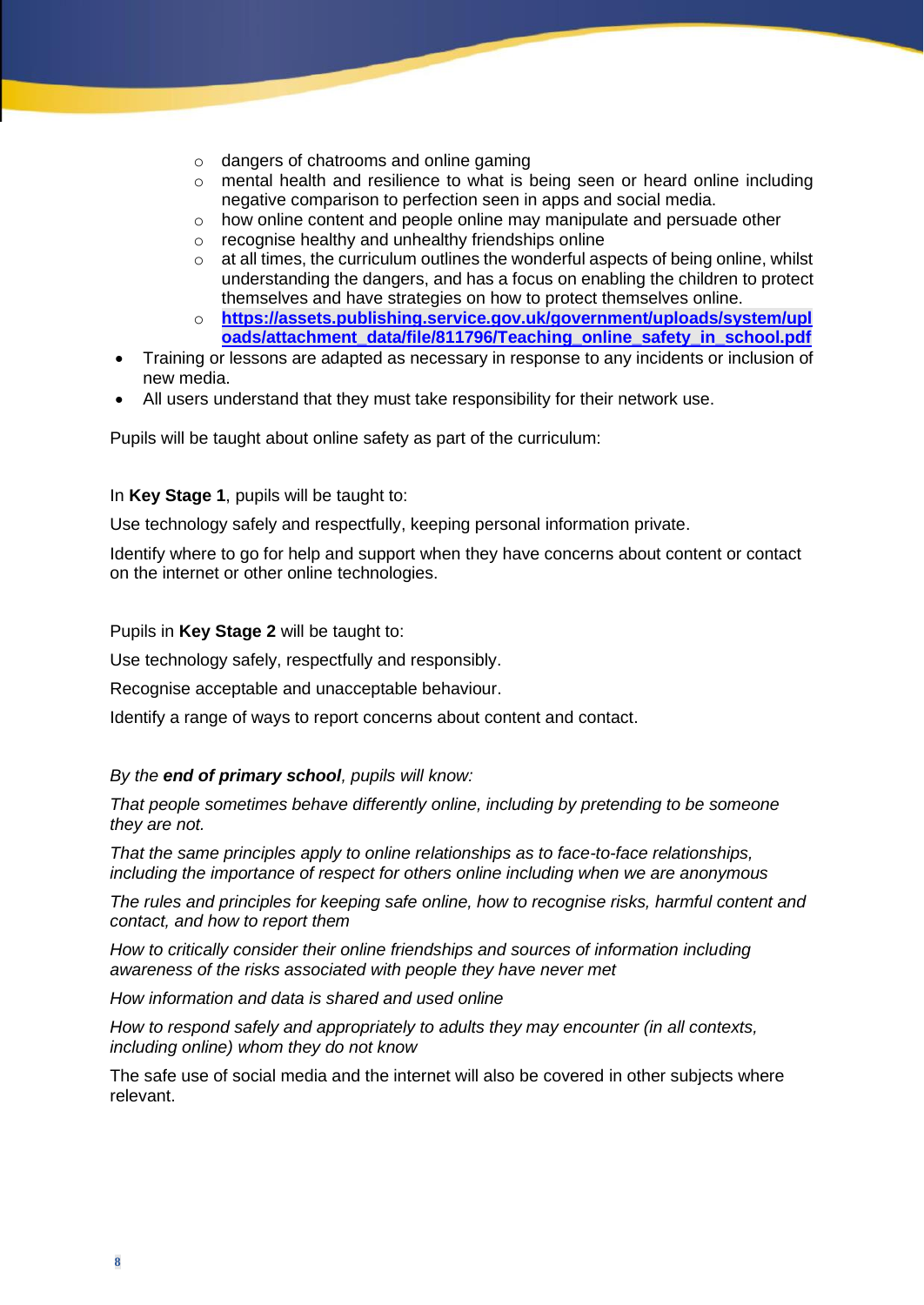- dangers of chatrooms and online gaming
  - mental health and resilience to what is being seen or heard online including negative comparison to perfection seen in apps and social media.
  - how online content and people online may manipulate and persuade other
  - recognise healthy and unhealthy friendships online
  - at all times, the curriculum outlines the wonderful aspects of being online, whilst understanding the dangers, and has a focus on enabling the children to protect themselves and have strategies on how to protect themselves online.
  - **[https://assets.publishing.service.gov.uk/government/uploads/system/uploads/attachment_data/file/811796/Teaching_online_safety_in_school.pdf](https://assets.publishing.service.gov.uk/government/uploads/system/uploads/attachment_data/file/811796/Teaching_online_safety_in_school.pdf)**
- Training or lessons are adapted as necessary in response to any incidents or inclusion of new media.
- All users understand that they must take responsibility for their network use.

Pupils will be taught about online safety as part of the curriculum:

In **Key Stage 1**, pupils will be taught to:

Use technology safely and respectfully, keeping personal information private.

Identify where to go for help and support when they have concerns about content or contact on the internet or other online technologies.

Pupils in **Key Stage 2** will be taught to:

Use technology safely, respectfully and responsibly.

Recognise acceptable and unacceptable behaviour.

Identify a range of ways to report concerns about content and contact.

*By the **end of primary school**, pupils will know:*

*That people sometimes behave differently online, including by pretending to be someone they are not.*

*That the same principles apply to online relationships as to face-to-face relationships, including the importance of respect for others online including when we are anonymous*

*The rules and principles for keeping safe online, how to recognise risks, harmful content and contact, and how to report them*

*How to critically consider their online friendships and sources of information including awareness of the risks associated with people they have never met*

*How information and data is shared and used online*

*How to respond safely and appropriately to adults they may encounter (in all contexts, including online) whom they do not know*

The safe use of social media and the internet will also be covered in other subjects where relevant.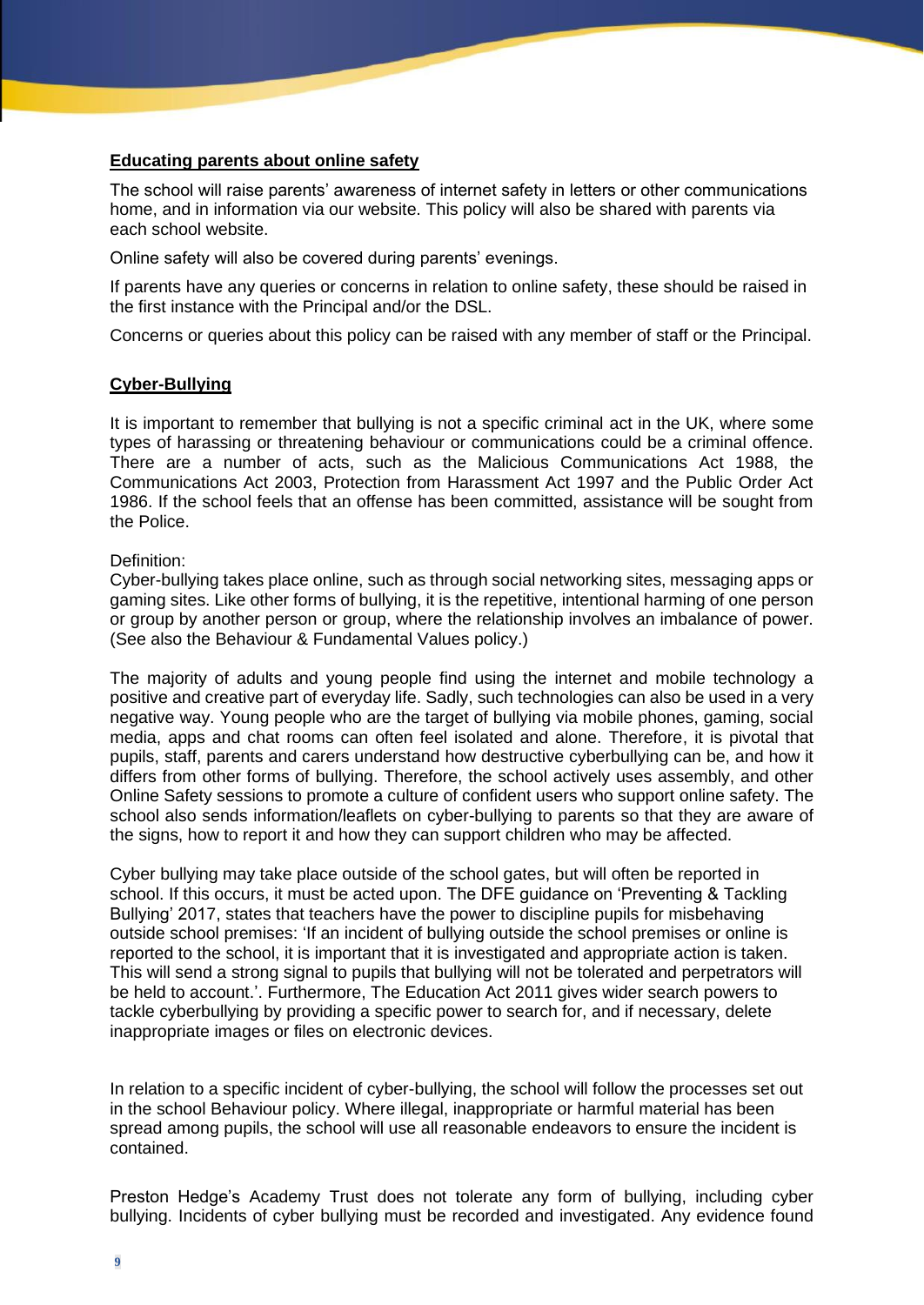**Educating parents about online safety**

The school will raise parents' awareness of internet safety in letters or other communications home, and in information via our website. This policy will also be shared with parents via each school website.

Online safety will also be covered during parents' evenings.

If parents have any queries or concerns in relation to online safety, these should be raised in the first instance with the Principal and/or the DSL.

Concerns or queries about this policy can be raised with any member of staff or the Principal.

**Cyber-Bullying**

It is important to remember that bullying is not a specific criminal act in the UK, where some types of harassing or threatening behaviour or communications could be a criminal offence. There are a number of acts, such as the Malicious Communications Act 1988, the Communications Act 2003, Protection from Harassment Act 1997 and the Public Order Act 1986. If the school feels that an offense has been committed, assistance will be sought from the Police.

Definition:
Cyber-bullying takes place online, such as through social networking sites, messaging apps or gaming sites. Like other forms of bullying, it is the repetitive, intentional harming of one person or group by another person or group, where the relationship involves an imbalance of power. (See also the Behaviour & Fundamental Values policy.)

The majority of adults and young people find using the internet and mobile technology a positive and creative part of everyday life. Sadly, such technologies can also be used in a very negative way. Young people who are the target of bullying via mobile phones, gaming, social media, apps and chat rooms can often feel isolated and alone. Therefore, it is pivotal that pupils, staff, parents and carers understand how destructive cyberbullying can be, and how it differs from other forms of bullying. Therefore, the school actively uses assembly, and other Online Safety sessions to promote a culture of confident users who support online safety. The school also sends information/leaflets on cyber-bullying to parents so that they are aware of the signs, how to report it and how they can support children who may be affected.

Cyber bullying may take place outside of the school gates, but will often be reported in school. If this occurs, it must be acted upon. The DFE guidance on 'Preventing & Tackling Bullying' 2017, states that teachers have the power to discipline pupils for misbehaving outside school premises: 'If an incident of bullying outside the school premises or online is reported to the school, it is important that it is investigated and appropriate action is taken. This will send a strong signal to pupils that bullying will not be tolerated and perpetrators will be held to account.'. Furthermore, The Education Act 2011 gives wider search powers to tackle cyberbullying by providing a specific power to search for, and if necessary, delete inappropriate images or files on electronic devices.

In relation to a specific incident of cyber-bullying, the school will follow the processes set out in the school Behaviour policy. Where illegal, inappropriate or harmful material has been spread among pupils, the school will use all reasonable endeavors to ensure the incident is contained.

Preston Hedge's Academy Trust does not tolerate any form of bullying, including cyber bullying. Incidents of cyber bullying must be recorded and investigated. Any evidence found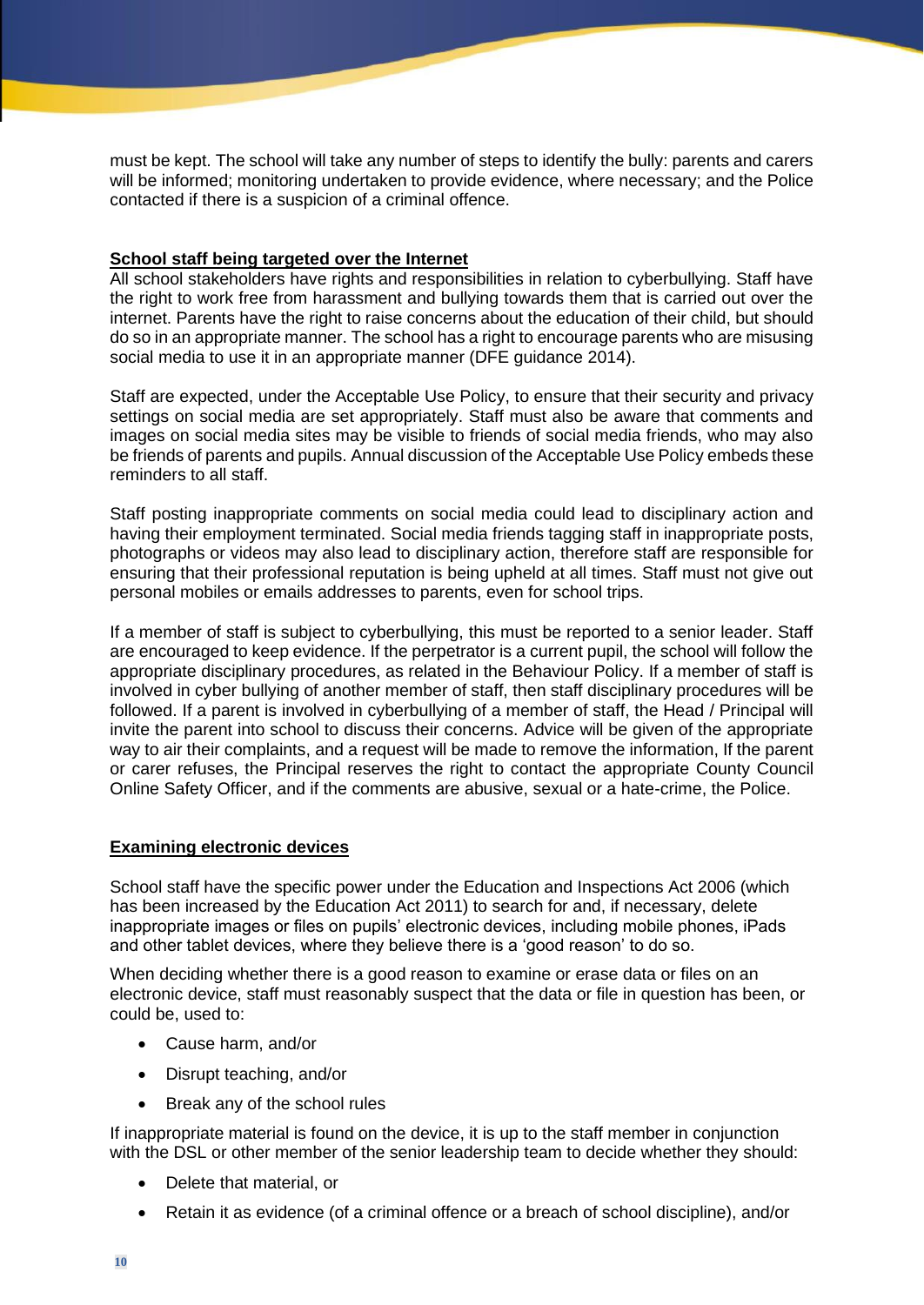must be kept. The school will take any number of steps to identify the bully: parents and carers will be informed; monitoring undertaken to provide evidence, where necessary; and the Police contacted if there is a suspicion of a criminal offence.

**School staff being targeted over the Internet**

All school stakeholders have rights and responsibilities in relation to cyberbullying. Staff have the right to work free from harassment and bullying towards them that is carried out over the internet. Parents have the right to raise concerns about the education of their child, but should do so in an appropriate manner. The school has a right to encourage parents who are misusing social media to use it in an appropriate manner (DFE guidance 2014).

Staff are expected, under the Acceptable Use Policy, to ensure that their security and privacy settings on social media are set appropriately. Staff must also be aware that comments and images on social media sites may be visible to friends of social media friends, who may also be friends of parents and pupils. Annual discussion of the Acceptable Use Policy embeds these reminders to all staff.

Staff posting inappropriate comments on social media could lead to disciplinary action and having their employment terminated. Social media friends tagging staff in inappropriate posts, photographs or videos may also lead to disciplinary action, therefore staff are responsible for ensuring that their professional reputation is being upheld at all times. Staff must not give out personal mobiles or emails addresses to parents, even for school trips.

If a member of staff is subject to cyberbullying, this must be reported to a senior leader. Staff are encouraged to keep evidence. If the perpetrator is a current pupil, the school will follow the appropriate disciplinary procedures, as related in the Behaviour Policy. If a member of staff is involved in cyber bullying of another member of staff, then staff disciplinary procedures will be followed. If a parent is involved in cyberbullying of a member of staff, the Head / Principal will invite the parent into school to discuss their concerns. Advice will be given of the appropriate way to air their complaints, and a request will be made to remove the information, If the parent or carer refuses, the Principal reserves the right to contact the appropriate County Council Online Safety Officer, and if the comments are abusive, sexual or a hate-crime, the Police.

**Examining electronic devices**

School staff have the specific power under the Education and Inspections Act 2006 (which has been increased by the Education Act 2011) to search for and, if necessary, delete inappropriate images or files on pupils' electronic devices, including mobile phones, iPads and other tablet devices, where they believe there is a 'good reason' to do so.

When deciding whether there is a good reason to examine or erase data or files on an electronic device, staff must reasonably suspect that the data or file in question has been, or could be, used to:

- Cause harm, and/or
- Disrupt teaching, and/or
- Break any of the school rules

If inappropriate material is found on the device, it is up to the staff member in conjunction with the DSL or other member of the senior leadership team to decide whether they should:

- Delete that material, or
- Retain it as evidence (of a criminal offence or a breach of school discipline), and/or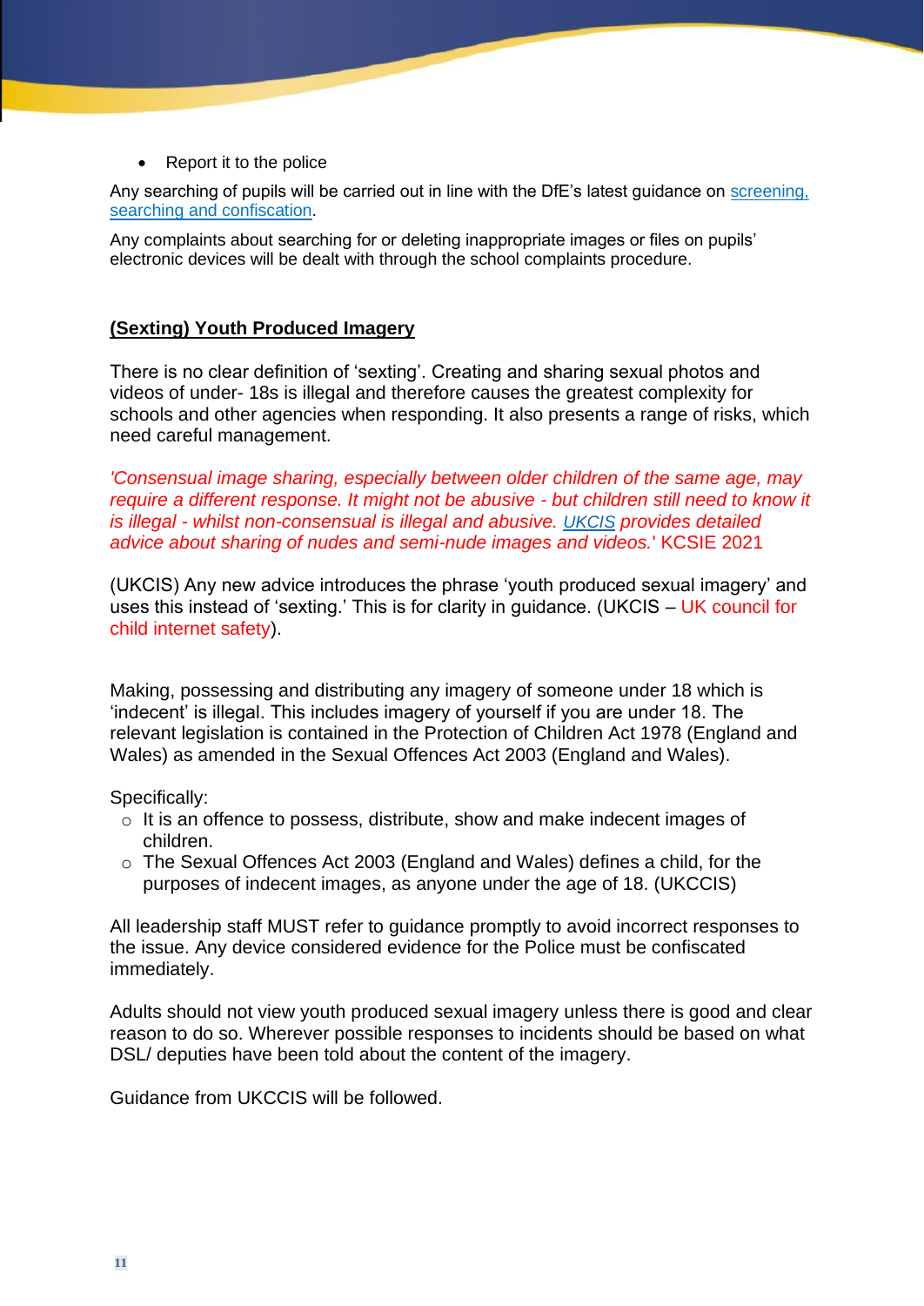- Report it to the police

Any searching of pupils will be carried out in line with the DfE's latest guidance on [screening, searching and confiscation](screening, searching and confiscation).

Any complaints about searching for or deleting inappropriate images or files on pupils' electronic devices will be dealt with through the school complaints procedure.

## (Sexting) Youth Produced Imagery

There is no clear definition of 'sexting'. Creating and sharing sexual photos and videos of under- 18s is illegal and therefore causes the greatest complexity for schools and other agencies when responding. It also presents a range of risks, which need careful management.

*'Consensual image sharing, especially between older children of the same age, may require a different response. It might not be abusive - but children still need to know it is illegal - whilst non-consensual is illegal and abusive. UKCIS provides detailed advice about sharing of nudes and semi-nude images and videos.'* KCSIE 2021

(UKCIS) Any new advice introduces the phrase 'youth produced sexual imagery' and uses this instead of 'sexting.' This is for clarity in guidance. (UKCIS – UK council for child internet safety).

Making, possessing and distributing any imagery of someone under 18 which is 'indecent' is illegal. This includes imagery of yourself if you are under 18. The relevant legislation is contained in the Protection of Children Act 1978 (England and Wales) as amended in the Sexual Offences Act 2003 (England and Wales).

Specifically:

- It is an offence to possess, distribute, show and make indecent images of children.
- The Sexual Offences Act 2003 (England and Wales) defines a child, for the purposes of indecent images, as anyone under the age of 18. (UKCCIS)

All leadership staff MUST refer to guidance promptly to avoid incorrect responses to the issue. Any device considered evidence for the Police must be confiscated immediately.

Adults should not view youth produced sexual imagery unless there is good and clear reason to do so. Wherever possible responses to incidents should be based on what DSL/ deputies have been told about the content of the imagery.

Guidance from UKCCIS will be followed.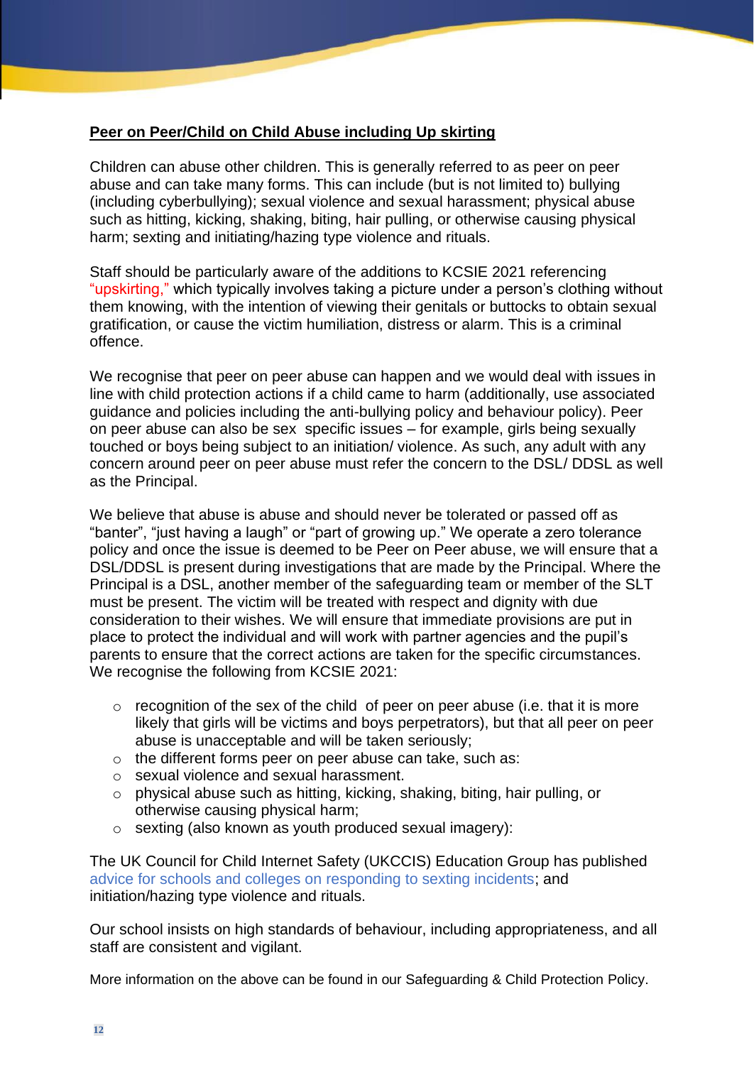## Peer on Peer/Child on Child Abuse including Up skirting

Children can abuse other children. This is generally referred to as peer on peer abuse and can take many forms. This can include (but is not limited to) bullying (including cyberbullying); sexual violence and sexual harassment; physical abuse such as hitting, kicking, shaking, biting, hair pulling, or otherwise causing physical harm; sexting and initiating/hazing type violence and rituals.

Staff should be particularly aware of the additions to KCSIE 2021 referencing "upskirting," which typically involves taking a picture under a person's clothing without them knowing, with the intention of viewing their genitals or buttocks to obtain sexual gratification, or cause the victim humiliation, distress or alarm. This is a criminal offence.

We recognise that peer on peer abuse can happen and we would deal with issues in line with child protection actions if a child came to harm (additionally, use associated guidance and policies including the anti-bullying policy and behaviour policy). Peer on peer abuse can also be sex specific issues – for example, girls being sexually touched or boys being subject to an initiation/ violence. As such, any adult with any concern around peer on peer abuse must refer the concern to the DSL/ DDSL as well as the Principal.

We believe that abuse is abuse and should never be tolerated or passed off as "banter", "just having a laugh" or "part of growing up." We operate a zero tolerance policy and once the issue is deemed to be Peer on Peer abuse, we will ensure that a DSL/DDSL is present during investigations that are made by the Principal. Where the Principal is a DSL, another member of the safeguarding team or member of the SLT must be present. The victim will be treated with respect and dignity with due consideration to their wishes. We will ensure that immediate provisions are put in place to protect the individual and will work with partner agencies and the pupil's parents to ensure that the correct actions are taken for the specific circumstances. We recognise the following from KCSIE 2021:

- recognition of the sex of the child of peer on peer abuse (i.e. that it is more likely that girls will be victims and boys perpetrators), but that all peer on peer abuse is unacceptable and will be taken seriously;
- the different forms peer on peer abuse can take, such as:
- sexual violence and sexual harassment.
- physical abuse such as hitting, kicking, shaking, biting, hair pulling, or otherwise causing physical harm;
- sexting (also known as youth produced sexual imagery):

The UK Council for Child Internet Safety (UKCCIS) Education Group has published advice for schools and colleges on responding to sexting incidents; and initiation/hazing type violence and rituals.

Our school insists on high standards of behaviour, including appropriateness, and all staff are consistent and vigilant.

More information on the above can be found in our Safeguarding & Child Protection Policy.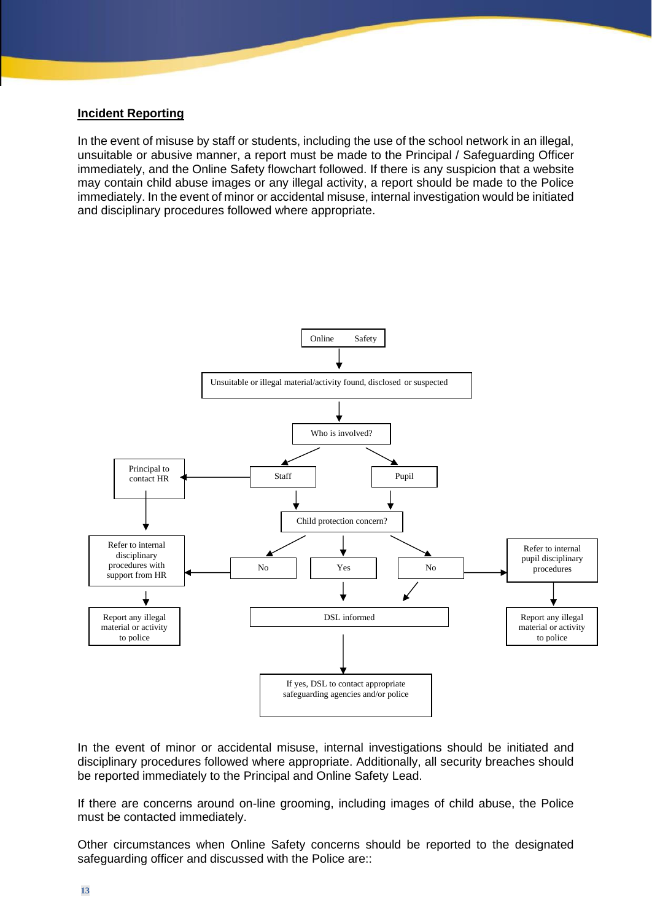## Incident Reporting

In the event of misuse by staff or students, including the use of the school network in an illegal, unsuitable or abusive manner, a report must be made to the Principal / Safeguarding Officer immediately, and the Online Safety flowchart followed. If there is any suspicion that a website may contain child abuse images or any illegal activity, a report should be made to the Police immediately. In the event of minor or accidental misuse, internal investigation would be initiated and disciplinary procedures followed where appropriate.

Online Safety

Unsuitable or illegal material/activity found, disclosed or suspected

Who is involved?

Staff

Pupil

Principal to contact HR

Child protection concern?

No

Yes

No

Refer to internal disciplinary procedures with support from HR

Refer to internal pupil disciplinary procedures

DSL informed

Report any illegal material or activity to police

Report any illegal material or activity to police

If yes, DSL to contact appropriate safeguarding agencies and/or police

In the event of minor or accidental misuse, internal investigations should be initiated and disciplinary procedures followed where appropriate. Additionally, all security breaches should be reported immediately to the Principal and Online Safety Lead.

If there are concerns around on-line grooming, including images of child abuse, the Police must be contacted immediately.

Other circumstances when Online Safety concerns should be reported to the designated safeguarding officer and discussed with the Police are::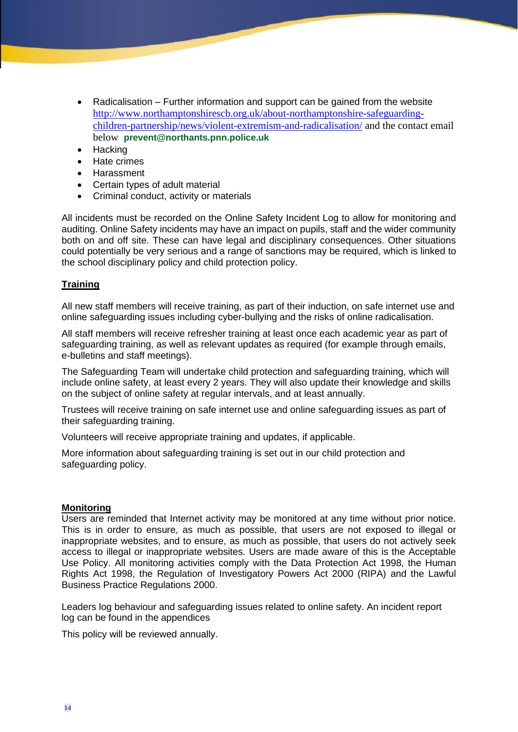- Radicalisation – Further information and support can be gained from the website [http://www.northamptonshirescb.org.uk/about-northamptonshire-safeguarding-children-partnership/news/violent-extremism-and-radicalisation/](http://www.northamptonshirescb.org.uk/about-northamptonshire-safeguarding-children-partnership/news/violent-extremism-and-radicalisation/) and the contact email below **prevent@northants.pnn.police.uk**
- Hacking
- Hate crimes
- Harassment
- Certain types of adult material
- Criminal conduct, activity or materials

All incidents must be recorded on the Online Safety Incident Log to allow for monitoring and auditing. Online Safety incidents may have an impact on pupils, staff and the wider community both on and off site. These can have legal and disciplinary consequences. Other situations could potentially be very serious and a range of sanctions may be required, which is linked to the school disciplinary policy and child protection policy.

**Training**

All new staff members will receive training, as part of their induction, on safe internet use and online safeguarding issues including cyber-bullying and the risks of online radicalisation.

All staff members will receive refresher training at least once each academic year as part of safeguarding training, as well as relevant updates as required (for example through emails, e-bulletins and staff meetings).

The Safeguarding Team will undertake child protection and safeguarding training, which will include online safety, at least every 2 years. They will also update their knowledge and skills on the subject of online safety at regular intervals, and at least annually.

Trustees will receive training on safe internet use and online safeguarding issues as part of their safeguarding training.

Volunteers will receive appropriate training and updates, if applicable.

More information about safeguarding training is set out in our child protection and safeguarding policy.

**Monitoring**

Users are reminded that Internet activity may be monitored at any time without prior notice. This is in order to ensure, as much as possible, that users are not exposed to illegal or inappropriate websites, and to ensure, as much as possible, that users do not actively seek access to illegal or inappropriate websites. Users are made aware of this is the Acceptable Use Policy. All monitoring activities comply with the Data Protection Act 1998, the Human Rights Act 1998, the Regulation of Investigatory Powers Act 2000 (RIPA) and the Lawful Business Practice Regulations 2000.

Leaders log behaviour and safeguarding issues related to online safety. An incident report log can be found in the appendices

This policy will be reviewed annually.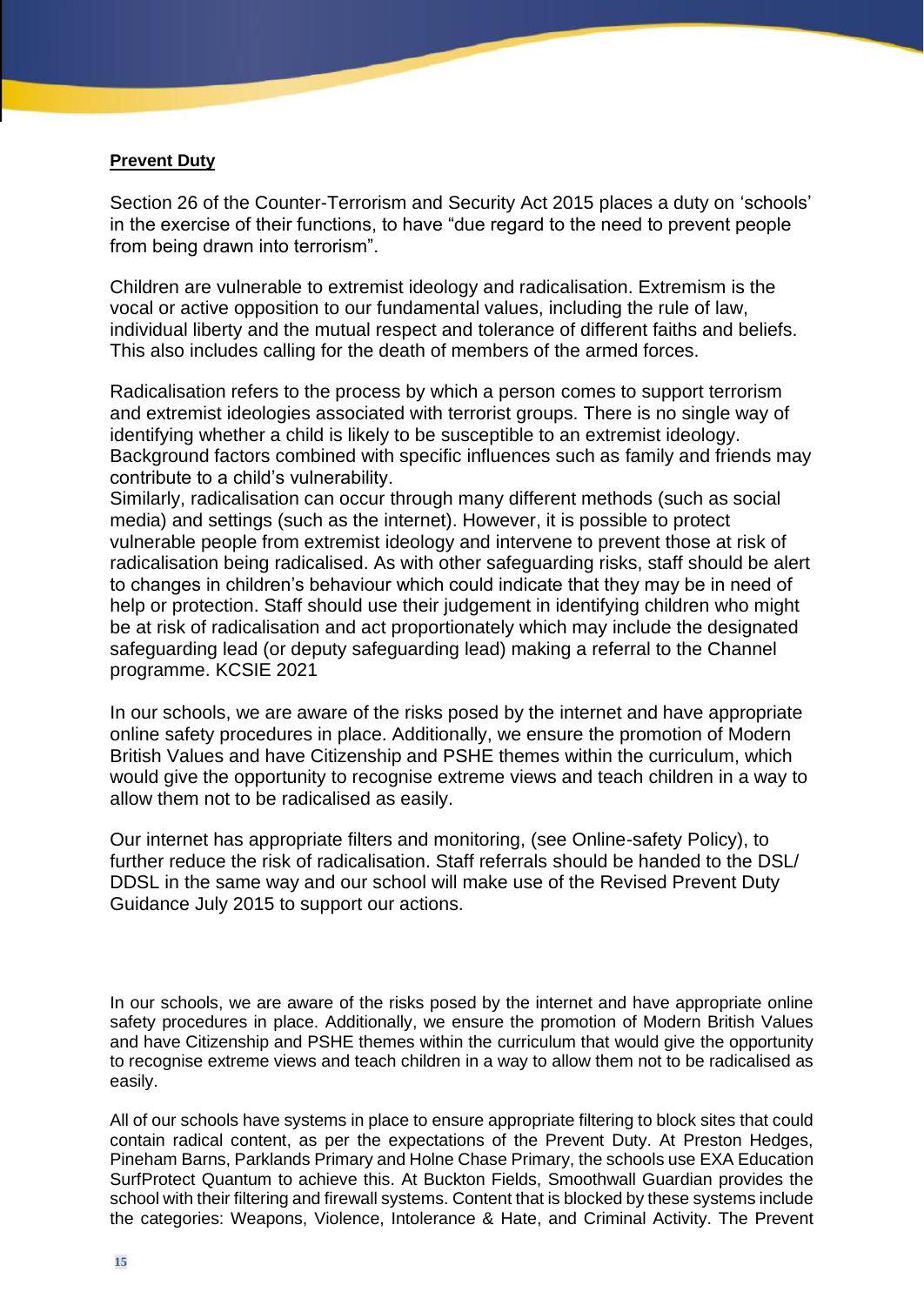**Prevent Duty**

Section 26 of the Counter-Terrorism and Security Act 2015 places a duty on 'schools' in the exercise of their functions, to have "due regard to the need to prevent people from being drawn into terrorism".

Children are vulnerable to extremist ideology and radicalisation. Extremism is the vocal or active opposition to our fundamental values, including the rule of law, individual liberty and the mutual respect and tolerance of different faiths and beliefs. This also includes calling for the death of members of the armed forces.

Radicalisation refers to the process by which a person comes to support terrorism and extremist ideologies associated with terrorist groups. There is no single way of identifying whether a child is likely to be susceptible to an extremist ideology. Background factors combined with specific influences such as family and friends may contribute to a child's vulnerability.
Similarly, radicalisation can occur through many different methods (such as social media) and settings (such as the internet). However, it is possible to protect vulnerable people from extremist ideology and intervene to prevent those at risk of radicalisation being radicalised. As with other safeguarding risks, staff should be alert to changes in children's behaviour which could indicate that they may be in need of help or protection. Staff should use their judgement in identifying children who might be at risk of radicalisation and act proportionately which may include the designated safeguarding lead (or deputy safeguarding lead) making a referral to the Channel programme. KCSIE 2021

In our schools, we are aware of the risks posed by the internet and have appropriate online safety procedures in place. Additionally, we ensure the promotion of Modern British Values and have Citizenship and PSHE themes within the curriculum, which would give the opportunity to recognise extreme views and teach children in a way to allow them not to be radicalised as easily.

Our internet has appropriate filters and monitoring, (see Online-safety Policy), to further reduce the risk of radicalisation. Staff referrals should be handed to the DSL/ DDSL in the same way and our school will make use of the Revised Prevent Duty Guidance July 2015 to support our actions.

In our schools, we are aware of the risks posed by the internet and have appropriate online safety procedures in place. Additionally, we ensure the promotion of Modern British Values and have Citizenship and PSHE themes within the curriculum that would give the opportunity to recognise extreme views and teach children in a way to allow them not to be radicalised as easily.

All of our schools have systems in place to ensure appropriate filtering to block sites that could contain radical content, as per the expectations of the Prevent Duty. At Preston Hedges, Pineham Barns, Parklands Primary and Holne Chase Primary, the schools use EXA Education SurfProtect Quantum to achieve this. At Buckton Fields, Smoothwall Guardian provides the school with their filtering and firewall systems. Content that is blocked by these systems include the categories: Weapons, Violence, Intolerance & Hate, and Criminal Activity. The Prevent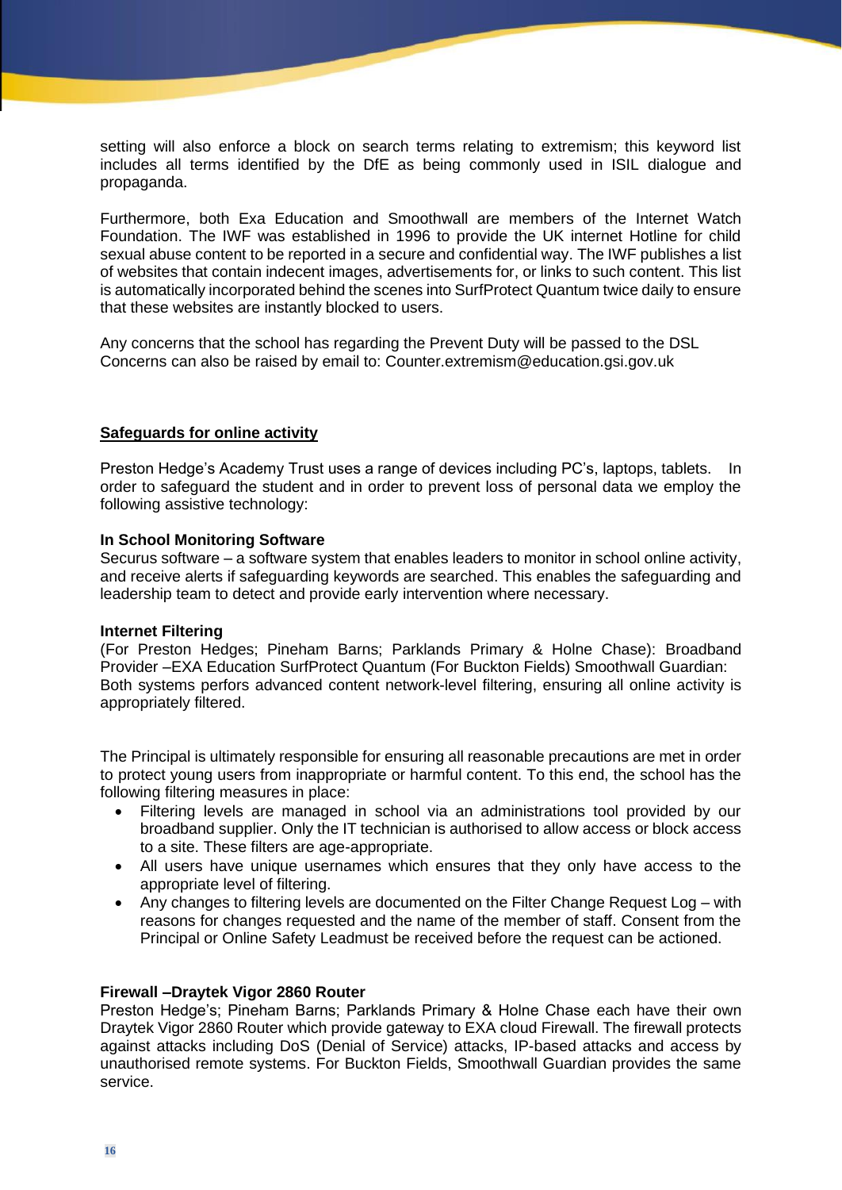setting will also enforce a block on search terms relating to extremism; this keyword list includes all terms identified by the DfE as being commonly used in ISIL dialogue and propaganda.

Furthermore, both Exa Education and Smoothwall are members of the Internet Watch Foundation. The IWF was established in 1996 to provide the UK internet Hotline for child sexual abuse content to be reported in a secure and confidential way. The IWF publishes a list of websites that contain indecent images, advertisements for, or links to such content. This list is automatically incorporated behind the scenes into SurfProtect Quantum twice daily to ensure that these websites are instantly blocked to users.

Any concerns that the school has regarding the Prevent Duty will be passed to the DSL
Concerns can also be raised by email to: Counter.extremism@education.gsi.gov.uk

**Safeguards for online activity**

Preston Hedge's Academy Trust uses a range of devices including PC's, laptops, tablets. In order to safeguard the student and in order to prevent loss of personal data we employ the following assistive technology:

**In School Monitoring Software**
Securus software – a software system that enables leaders to monitor in school online activity, and receive alerts if safeguarding keywords are searched. This enables the safeguarding and leadership team to detect and provide early intervention where necessary.

**Internet Filtering**
(For Preston Hedges; Pineham Barns; Parklands Primary & Holne Chase): Broadband Provider –EXA Education SurfProtect Quantum (For Buckton Fields) Smoothwall Guardian:
Both systems perfors advanced content network-level filtering, ensuring all online activity is appropriately filtered.

The Principal is ultimately responsible for ensuring all reasonable precautions are met in order to protect young users from inappropriate or harmful content. To this end, the school has the following filtering measures in place:

- Filtering levels are managed in school via an administrations tool provided by our broadband supplier. Only the IT technician is authorised to allow access or block access to a site. These filters are age-appropriate.
- All users have unique usernames which ensures that they only have access to the appropriate level of filtering.
- Any changes to filtering levels are documented on the Filter Change Request Log – with reasons for changes requested and the name of the member of staff. Consent from the Principal or Online Safety Leadmust be received before the request can be actioned.

**Firewall –Draytek Vigor 2860 Router**
Preston Hedge's; Pineham Barns; Parklands Primary & Holne Chase each have their own Draytek Vigor 2860 Router which provide gateway to EXA cloud Firewall. The firewall protects against attacks including DoS (Denial of Service) attacks, IP-based attacks and access by unauthorised remote systems. For Buckton Fields, Smoothwall Guardian provides the same service.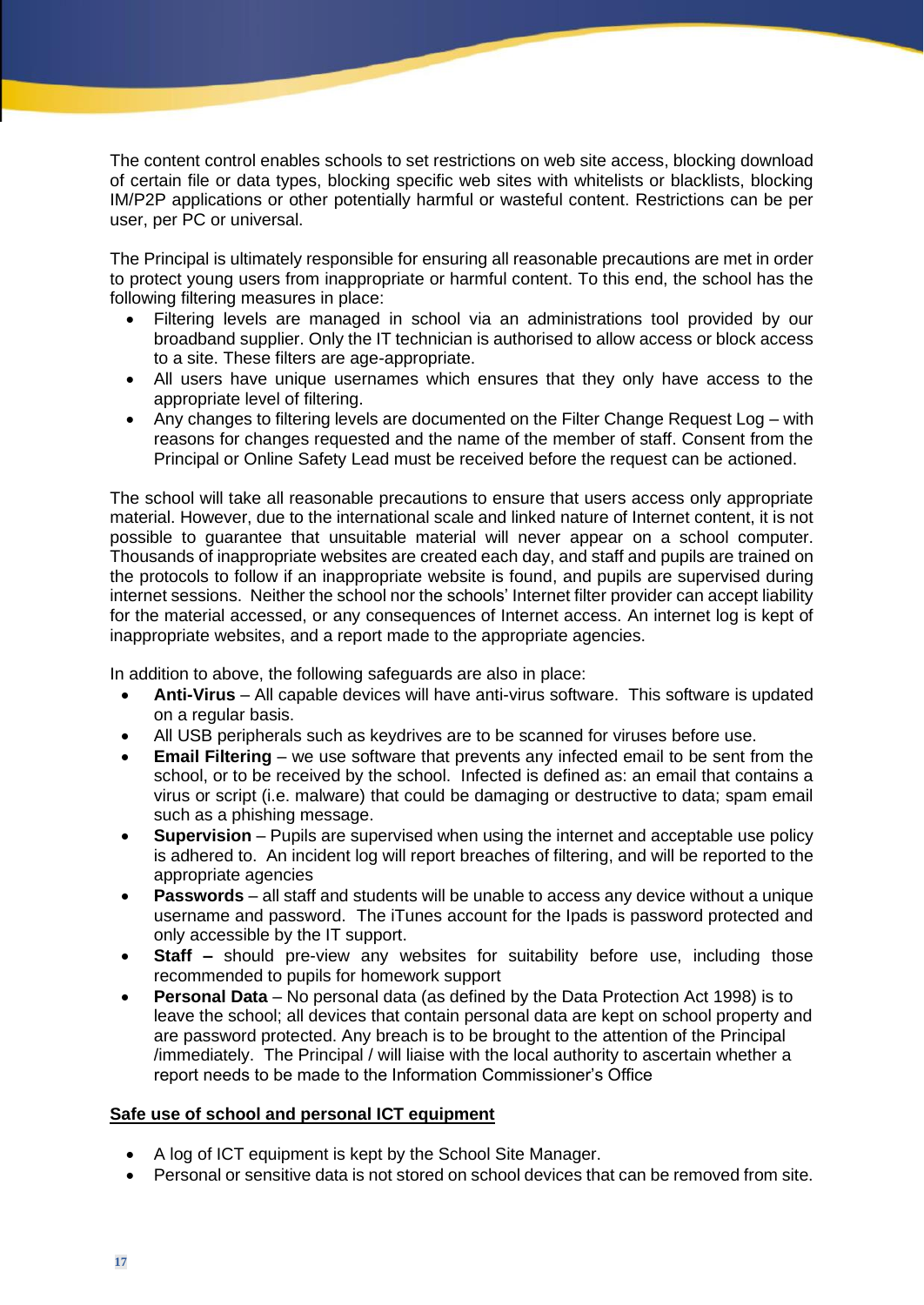The content control enables schools to set restrictions on web site access, blocking download of certain file or data types, blocking specific web sites with whitelists or blacklists, blocking IM/P2P applications or other potentially harmful or wasteful content. Restrictions can be per user, per PC or universal.

The Principal is ultimately responsible for ensuring all reasonable precautions are met in order to protect young users from inappropriate or harmful content. To this end, the school has the following filtering measures in place:

- Filtering levels are managed in school via an administrations tool provided by our broadband supplier. Only the IT technician is authorised to allow access or block access to a site. These filters are age-appropriate.
- All users have unique usernames which ensures that they only have access to the appropriate level of filtering.
- Any changes to filtering levels are documented on the Filter Change Request Log – with reasons for changes requested and the name of the member of staff. Consent from the Principal or Online Safety Lead must be received before the request can be actioned.

The school will take all reasonable precautions to ensure that users access only appropriate material. However, due to the international scale and linked nature of Internet content, it is not possible to guarantee that unsuitable material will never appear on a school computer. Thousands of inappropriate websites are created each day, and staff and pupils are trained on the protocols to follow if an inappropriate website is found, and pupils are supervised during internet sessions. Neither the school nor the schools' Internet filter provider can accept liability for the material accessed, or any consequences of Internet access. An internet log is kept of inappropriate websites, and a report made to the appropriate agencies.

In addition to above, the following safeguards are also in place:

- **Anti-Virus** – All capable devices will have anti-virus software. This software is updated on a regular basis.
- All USB peripherals such as keydrives are to be scanned for viruses before use.
- **Email Filtering** – we use software that prevents any infected email to be sent from the school, or to be received by the school. Infected is defined as: an email that contains a virus or script (i.e. malware) that could be damaging or destructive to data; spam email such as a phishing message.
- **Supervision** – Pupils are supervised when using the internet and acceptable use policy is adhered to. An incident log will report breaches of filtering, and will be reported to the appropriate agencies
- **Passwords** – all staff and students will be unable to access any device without a unique username and password. The iTunes account for the Ipads is password protected and only accessible by the IT support.
- **Staff –** should pre-view any websites for suitability before use, including those recommended to pupils for homework support
- **Personal Data** – No personal data (as defined by the Data Protection Act 1998) is to leave the school; all devices that contain personal data are kept on school property and are password protected. Any breach is to be brought to the attention of the Principal /immediately. The Principal / will liaise with the local authority to ascertain whether a report needs to be made to the Information Commissioner's Office

**Safe use of school and personal ICT equipment**

- A log of ICT equipment is kept by the School Site Manager.
- Personal or sensitive data is not stored on school devices that can be removed from site.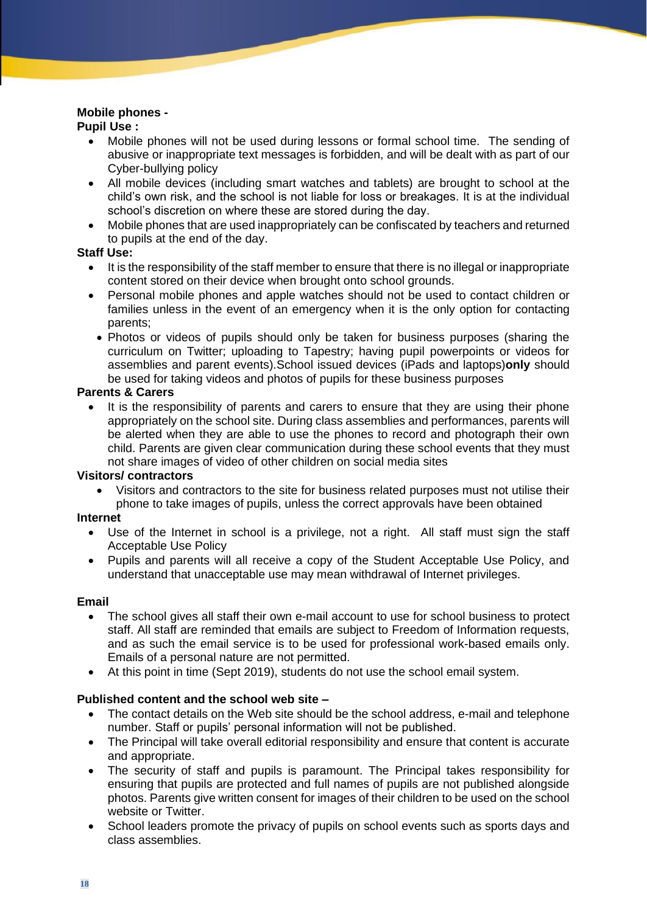**Mobile phones -**

**Pupil Use :**

- Mobile phones will not be used during lessons or formal school time. The sending of abusive or inappropriate text messages is forbidden, and will be dealt with as part of our Cyber-bullying policy
- All mobile devices (including smart watches and tablets) are brought to school at the child's own risk, and the school is not liable for loss or breakages. It is at the individual school's discretion on where these are stored during the day.
- Mobile phones that are used inappropriately can be confiscated by teachers and returned to pupils at the end of the day.

**Staff Use:**

- It is the responsibility of the staff member to ensure that there is no illegal or inappropriate content stored on their device when brought onto school grounds.
- Personal mobile phones and apple watches should not be used to contact children or families unless in the event of an emergency when it is the only option for contacting parents;
- Photos or videos of pupils should only be taken for business purposes (sharing the curriculum on Twitter; uploading to Tapestry; having pupil powerpoints or videos for assemblies and parent events).School issued devices (iPads and laptops)**only** should be used for taking videos and photos of pupils for these business purposes

**Parents & Carers**

- It is the responsibility of parents and carers to ensure that they are using their phone appropriately on the school site. During class assemblies and performances, parents will be alerted when they are able to use the phones to record and photograph their own child. Parents are given clear communication during these school events that they must not share images of video of other children on social media sites

**Visitors/ contractors**

- Visitors and contractors to the site for business related purposes must not utilise their phone to take images of pupils, unless the correct approvals have been obtained

**Internet**

- Use of the Internet in school is a privilege, not a right. All staff must sign the staff Acceptable Use Policy
- Pupils and parents will all receive a copy of the Student Acceptable Use Policy, and understand that unacceptable use may mean withdrawal of Internet privileges.

**Email**

- The school gives all staff their own e-mail account to use for school business to protect staff. All staff are reminded that emails are subject to Freedom of Information requests, and as such the email service is to be used for professional work-based emails only. Emails of a personal nature are not permitted.
- At this point in time (Sept 2019), students do not use the school email system.

**Published content and the school web site –**

- The contact details on the Web site should be the school address, e-mail and telephone number. Staff or pupils' personal information will not be published.
- The Principal will take overall editorial responsibility and ensure that content is accurate and appropriate.
- The security of staff and pupils is paramount. The Principal takes responsibility for ensuring that pupils are protected and full names of pupils are not published alongside photos. Parents give written consent for images of their children to be used on the school website or Twitter.
- School leaders promote the privacy of pupils on school events such as sports days and class assemblies.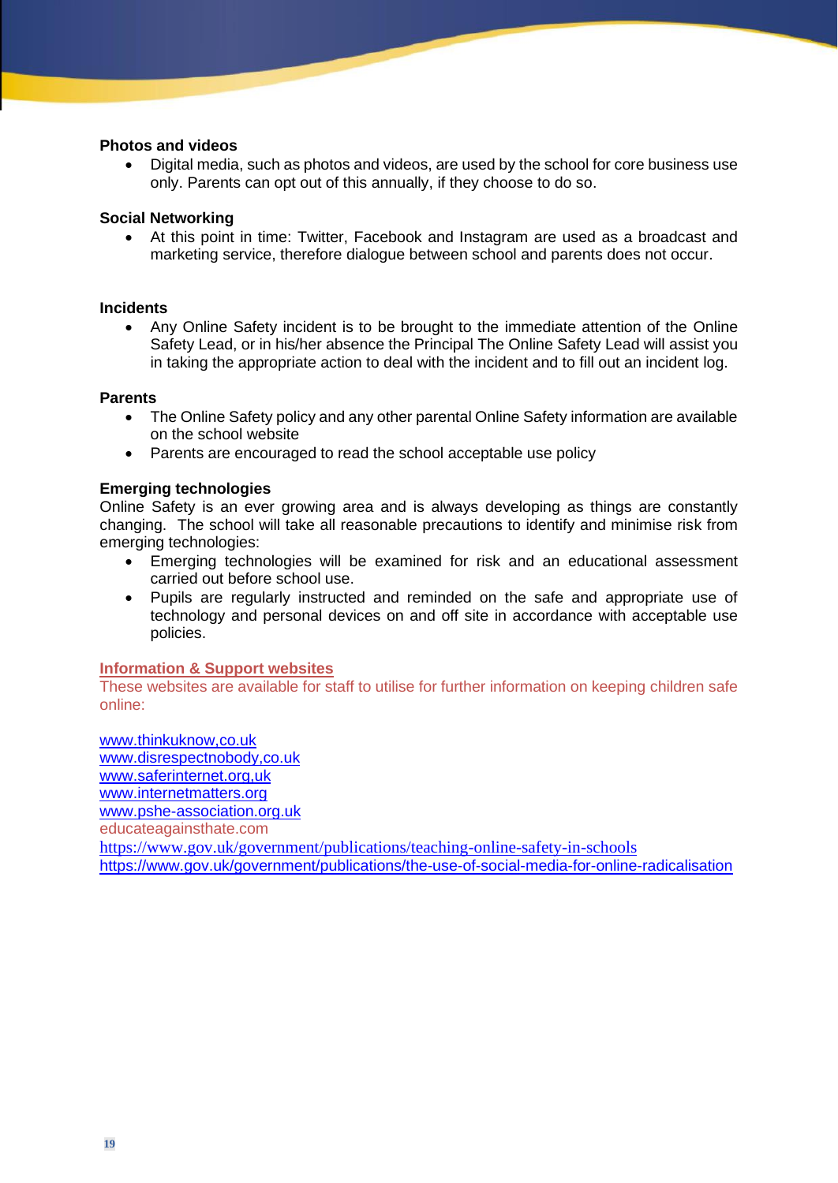**Photos and videos**

- Digital media, such as photos and videos, are used by the school for core business use only. Parents can opt out of this annually, if they choose to do so.

**Social Networking**

- At this point in time: Twitter, Facebook and Instagram are used as a broadcast and marketing service, therefore dialogue between school and parents does not occur.

**Incidents**

- Any Online Safety incident is to be brought to the immediate attention of the Online Safety Lead, or in his/her absence the Principal The Online Safety Lead will assist you in taking the appropriate action to deal with the incident and to fill out an incident log.

**Parents**

- The Online Safety policy and any other parental Online Safety information are available on the school website
- Parents are encouraged to read the school acceptable use policy

**Emerging technologies**

Online Safety is an ever growing area and is always developing as things are constantly changing. The school will take all reasonable precautions to identify and minimise risk from emerging technologies:

- Emerging technologies will be examined for risk and an educational assessment carried out before school use.
- Pupils are regularly instructed and reminded on the safe and appropriate use of technology and personal devices on and off site in accordance with acceptable use policies.

**Information & Support websites**

These websites are available for staff to utilise for further information on keeping children safe online:

www.thinkuknow,co.uk
www.disrespectnobody,co.uk
www.saferinternet.org,uk
www.internetmatters.org
www.pshe-association.org.uk
educateagainsthate.com
https://www.gov.uk/government/publications/teaching-online-safety-in-schools
https://www.gov.uk/government/publications/the-use-of-social-media-for-online-radicalisation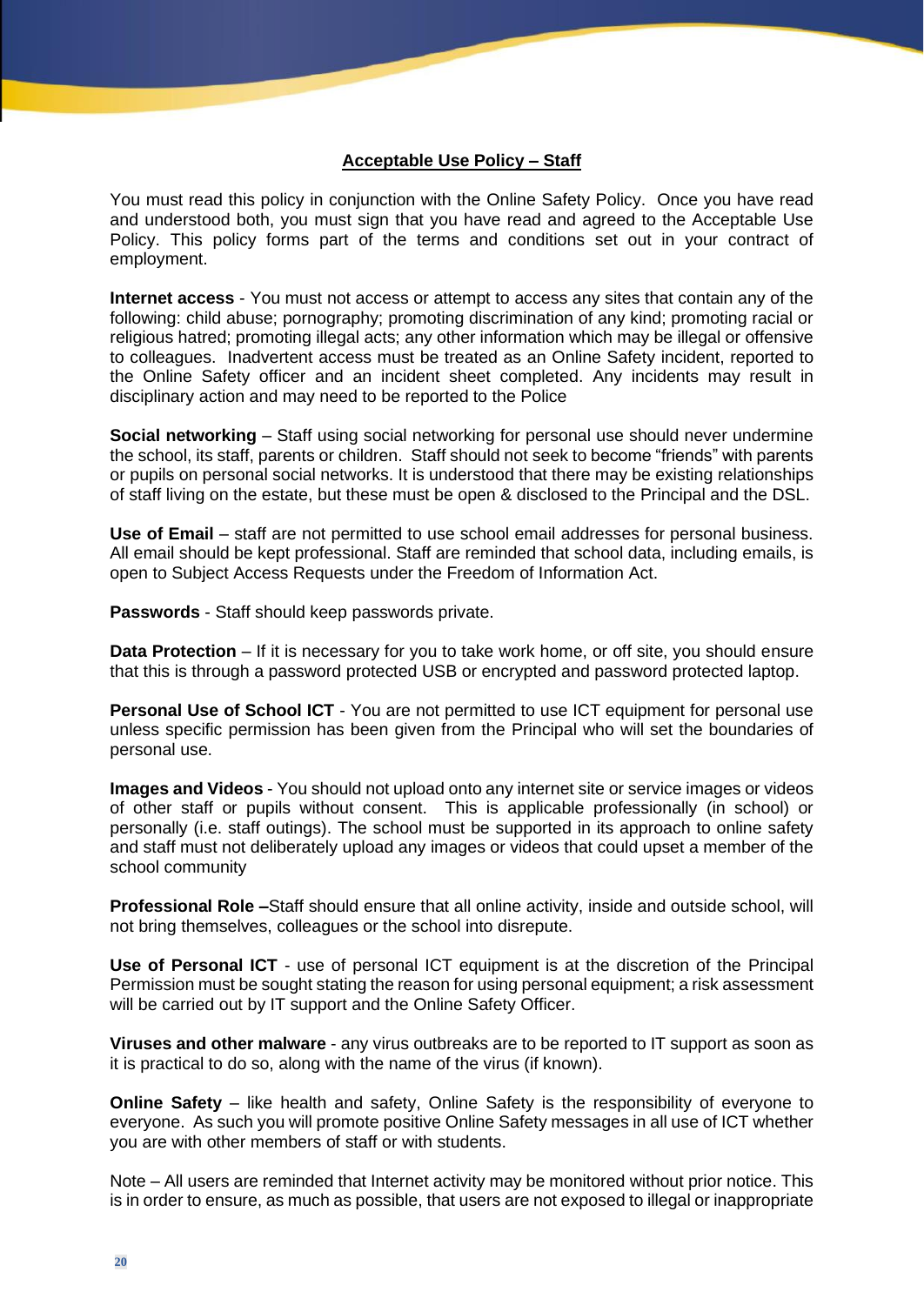## Acceptable Use Policy – Staff

You must read this policy in conjunction with the Online Safety Policy. Once you have read and understood both, you must sign that you have read and agreed to the Acceptable Use Policy. This policy forms part of the terms and conditions set out in your contract of employment.

**Internet access** - You must not access or attempt to access any sites that contain any of the following: child abuse; pornography; promoting discrimination of any kind; promoting racial or religious hatred; promoting illegal acts; any other information which may be illegal or offensive to colleagues. Inadvertent access must be treated as an Online Safety incident, reported to the Online Safety officer and an incident sheet completed. Any incidents may result in disciplinary action and may need to be reported to the Police

**Social networking** – Staff using social networking for personal use should never undermine the school, its staff, parents or children. Staff should not seek to become "friends" with parents or pupils on personal social networks. It is understood that there may be existing relationships of staff living on the estate, but these must be open & disclosed to the Principal and the DSL.

**Use of Email** – staff are not permitted to use school email addresses for personal business. All email should be kept professional. Staff are reminded that school data, including emails, is open to Subject Access Requests under the Freedom of Information Act.

**Passwords** - Staff should keep passwords private.

**Data Protection** – If it is necessary for you to take work home, or off site, you should ensure that this is through a password protected USB or encrypted and password protected laptop.

**Personal Use of School ICT** - You are not permitted to use ICT equipment for personal use unless specific permission has been given from the Principal who will set the boundaries of personal use.

**Images and Videos** - You should not upload onto any internet site or service images or videos of other staff or pupils without consent. This is applicable professionally (in school) or personally (i.e. staff outings). The school must be supported in its approach to online safety and staff must not deliberately upload any images or videos that could upset a member of the school community

**Professional Role –**Staff should ensure that all online activity, inside and outside school, will not bring themselves, colleagues or the school into disrepute.

**Use of Personal ICT** - use of personal ICT equipment is at the discretion of the Principal Permission must be sought stating the reason for using personal equipment; a risk assessment will be carried out by IT support and the Online Safety Officer.

**Viruses and other malware** - any virus outbreaks are to be reported to IT support as soon as it is practical to do so, along with the name of the virus (if known).

**Online Safety** – like health and safety, Online Safety is the responsibility of everyone to everyone. As such you will promote positive Online Safety messages in all use of ICT whether you are with other members of staff or with students.

Note – All users are reminded that Internet activity may be monitored without prior notice. This is in order to ensure, as much as possible, that users are not exposed to illegal or inappropriate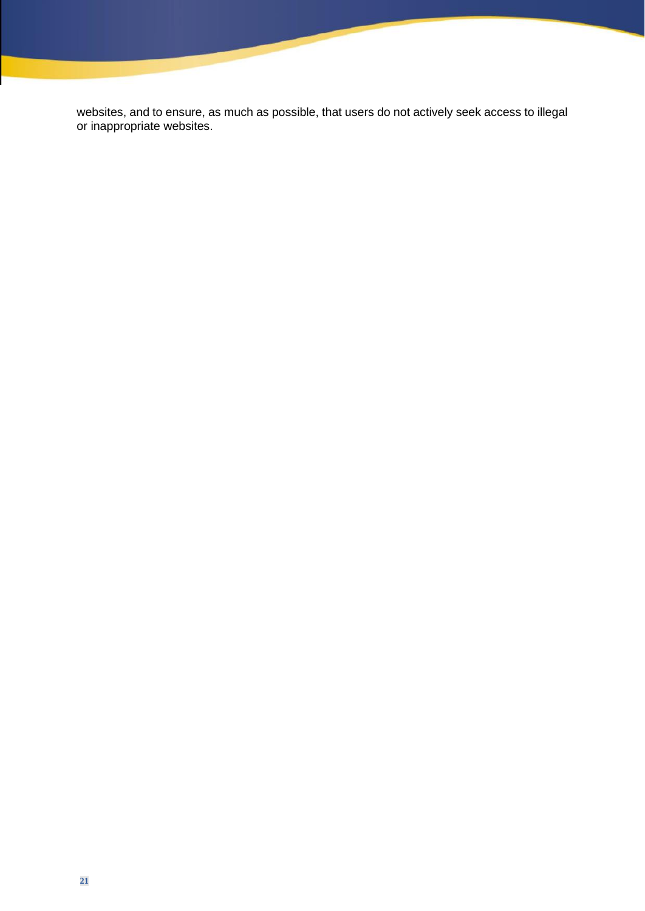websites, and to ensure, as much as possible, that users do not actively seek access to illegal or inappropriate websites.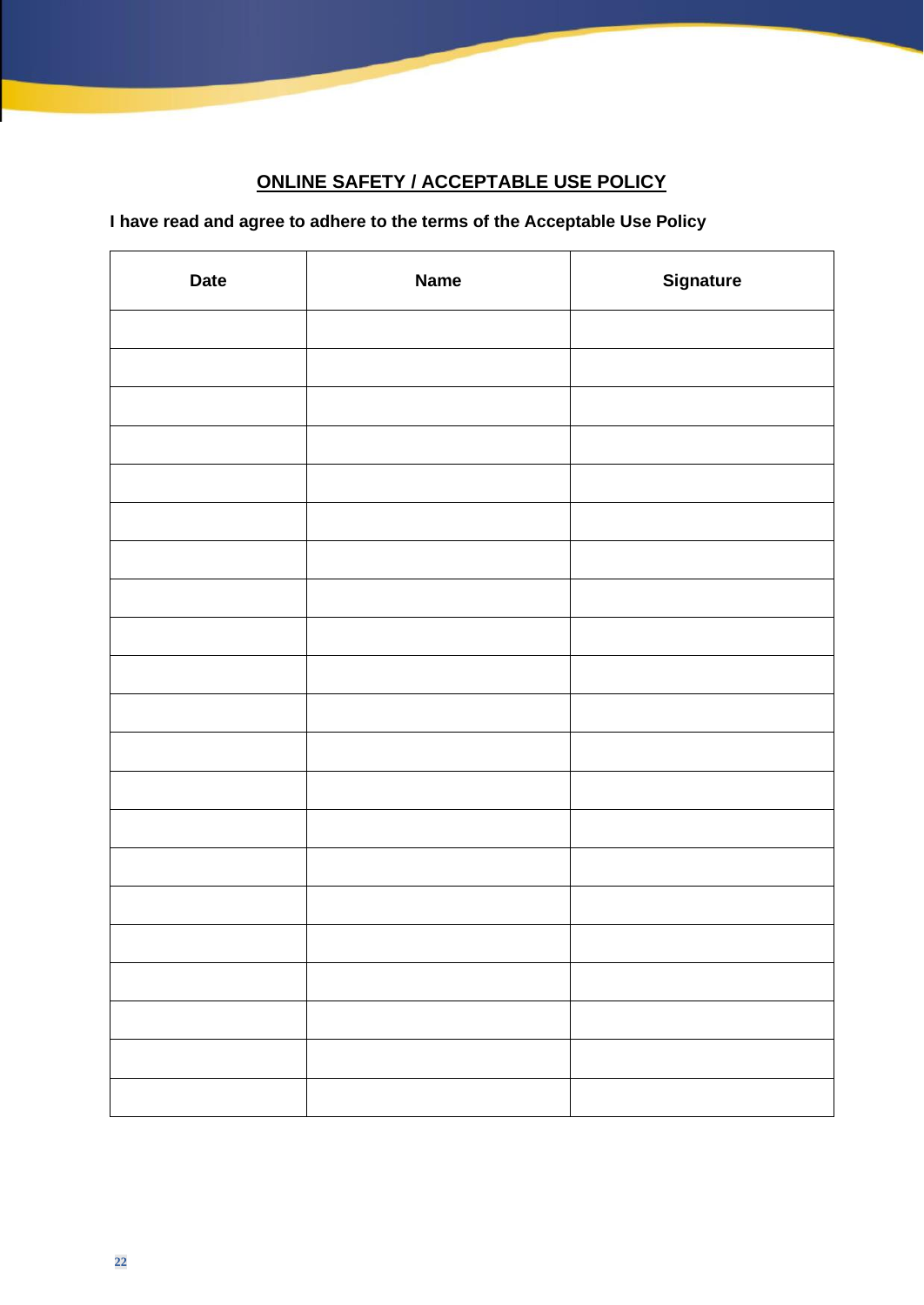## ONLINE SAFETY / ACCEPTABLE USE POLICY

**I have read and agree to adhere to the terms of the Acceptable Use Policy**

| Date | Name | Signature |
|---|---|---|
| | | |
| | | |
| | | |
| | | |
| | | |
| | | |
| | | |
| | | |
| | | |
| | | |
| | | |
| | | |
| | | |
| | | |
| | | |
| | | |
| | | |
| | | |
| | | |
| | | |
| | | |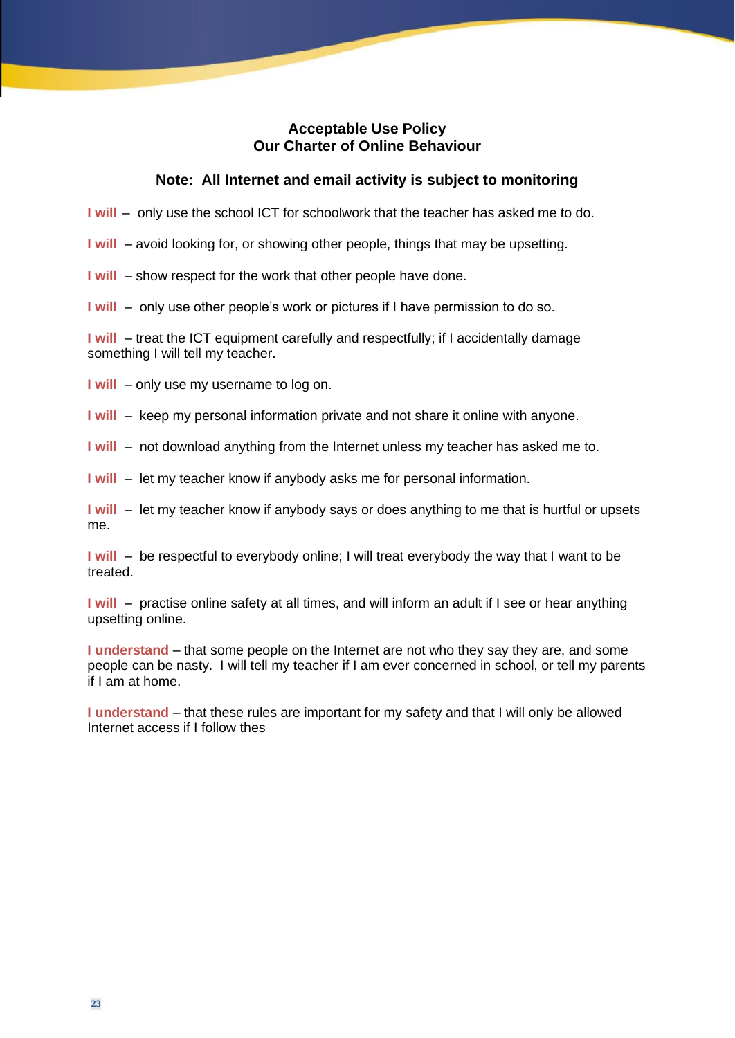## Acceptable Use Policy
## Our Charter of Online Behaviour

**Note: All Internet and email activity is subject to monitoring**

**I will** – only use the school ICT for schoolwork that the teacher has asked me to do.

**I will** – avoid looking for, or showing other people, things that may be upsetting.

**I will** – show respect for the work that other people have done.

**I will** – only use other people's work or pictures if I have permission to do so.

**I will** – treat the ICT equipment carefully and respectfully; if I accidentally damage something I will tell my teacher.

**I will** – only use my username to log on.

**I will** – keep my personal information private and not share it online with anyone.

**I will** – not download anything from the Internet unless my teacher has asked me to.

**I will** – let my teacher know if anybody asks me for personal information.

**I will** – let my teacher know if anybody says or does anything to me that is hurtful or upsets me.

**I will** – be respectful to everybody online; I will treat everybody the way that I want to be treated.

**I will** – practise online safety at all times, and will inform an adult if I see or hear anything upsetting online.

**I understand** – that some people on the Internet are not who they say they are, and some people can be nasty. I will tell my teacher if I am ever concerned in school, or tell my parents if I am at home.

**I understand** – that these rules are important for my safety and that I will only be allowed Internet access if I follow thes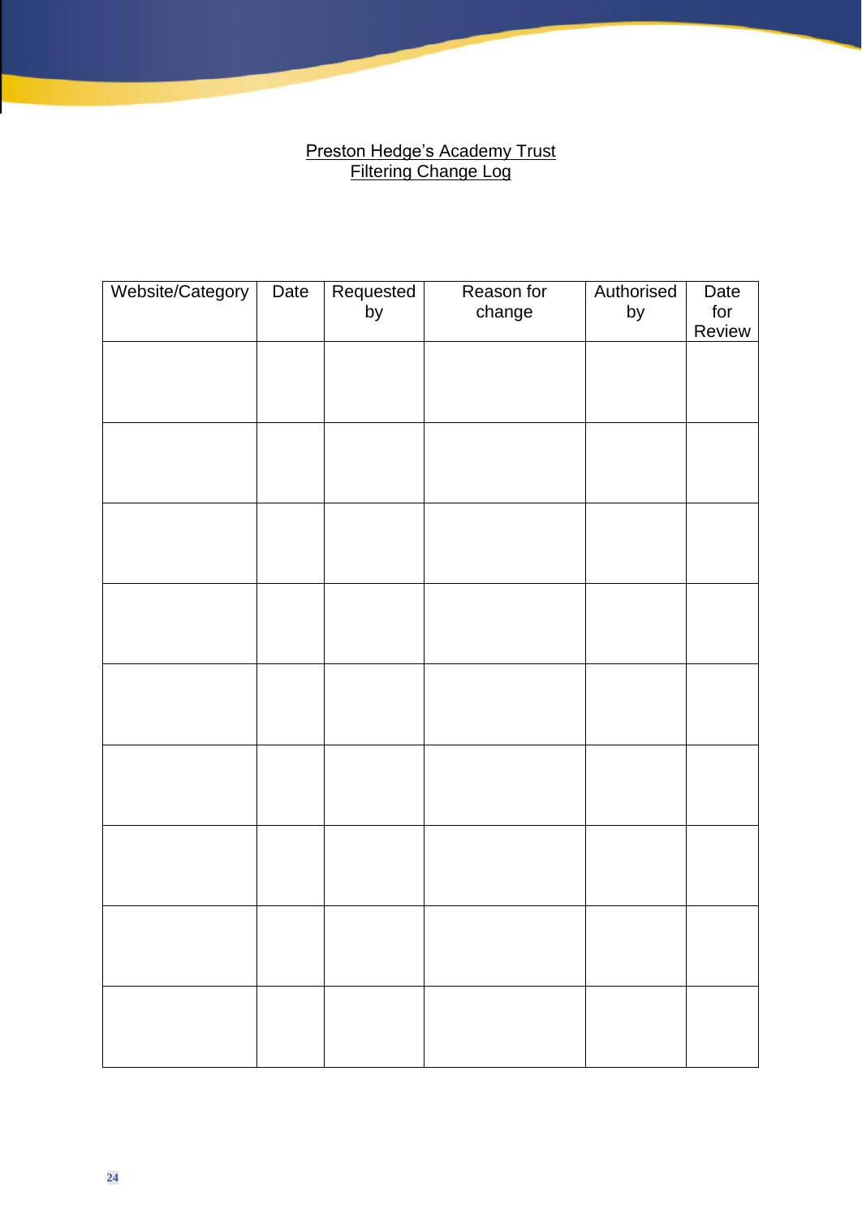Preston Hedge's Academy Trust

Filtering Change Log

| Website/Category | Date | Requested by | Reason for change | Authorised by | Date for Review |
|---|---|---|---|---|---|
| | | | | | |
| | | | | | |
| | | | | | |
| | | | | | |
| | | | | | |
| | | | | | |
| | | | | | |
| | | | | | |
| | | | | | |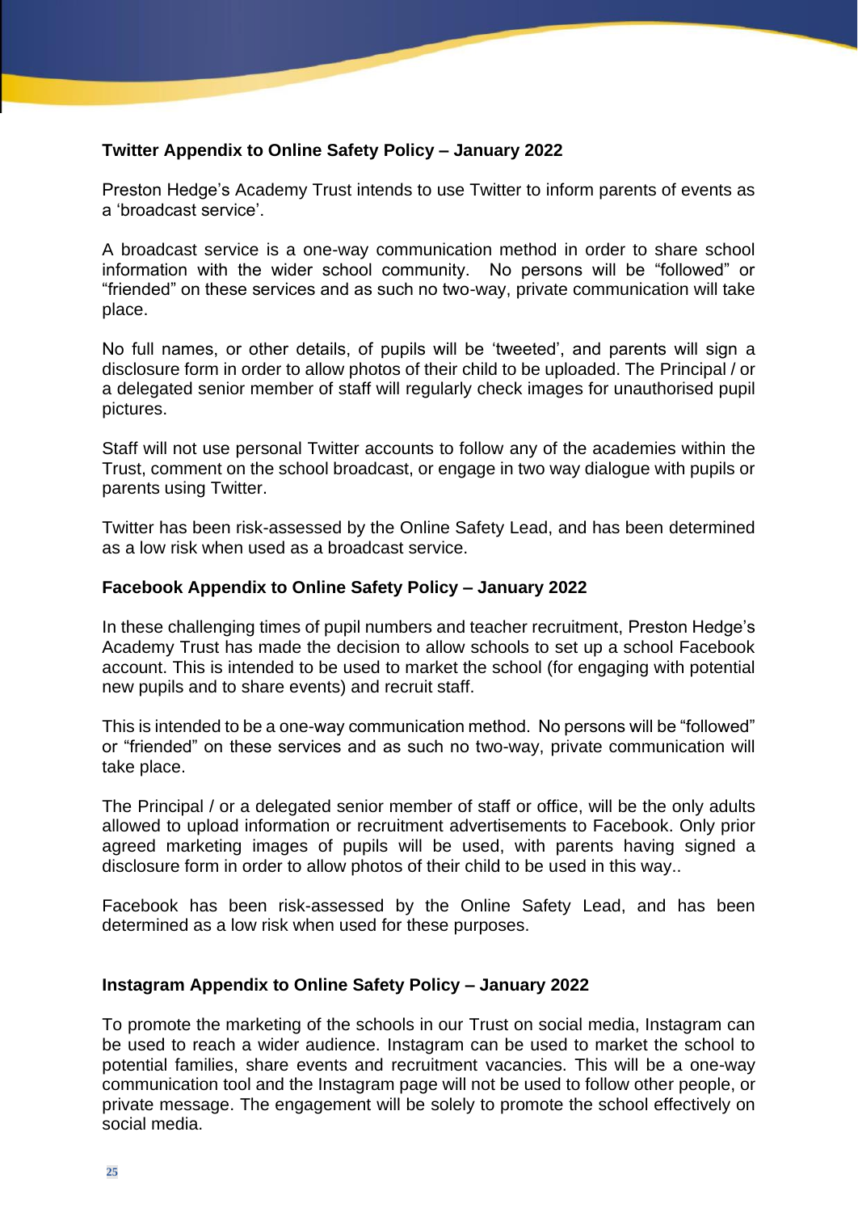**Twitter Appendix to Online Safety Policy – January 2022**

Preston Hedge's Academy Trust intends to use Twitter to inform parents of events as a 'broadcast service'.

A broadcast service is a one-way communication method in order to share school information with the wider school community. No persons will be "followed" or "friended" on these services and as such no two-way, private communication will take place.

No full names, or other details, of pupils will be 'tweeted', and parents will sign a disclosure form in order to allow photos of their child to be uploaded. The Principal / or a delegated senior member of staff will regularly check images for unauthorised pupil pictures.

Staff will not use personal Twitter accounts to follow any of the academies within the Trust, comment on the school broadcast, or engage in two way dialogue with pupils or parents using Twitter.

Twitter has been risk-assessed by the Online Safety Lead, and has been determined as a low risk when used as a broadcast service.

**Facebook Appendix to Online Safety Policy – January 2022**

In these challenging times of pupil numbers and teacher recruitment, Preston Hedge's Academy Trust has made the decision to allow schools to set up a school Facebook account. This is intended to be used to market the school (for engaging with potential new pupils and to share events) and recruit staff.

This is intended to be a one-way communication method. No persons will be "followed" or "friended" on these services and as such no two-way, private communication will take place.

The Principal / or a delegated senior member of staff or office, will be the only adults allowed to upload information or recruitment advertisements to Facebook. Only prior agreed marketing images of pupils will be used, with parents having signed a disclosure form in order to allow photos of their child to be used in this way..

Facebook has been risk-assessed by the Online Safety Lead, and has been determined as a low risk when used for these purposes.

**Instagram Appendix to Online Safety Policy – January 2022**

To promote the marketing of the schools in our Trust on social media, Instagram can be used to reach a wider audience. Instagram can be used to market the school to potential families, share events and recruitment vacancies. This will be a one-way communication tool and the Instagram page will not be used to follow other people, or private message. The engagement will be solely to promote the school effectively on social media.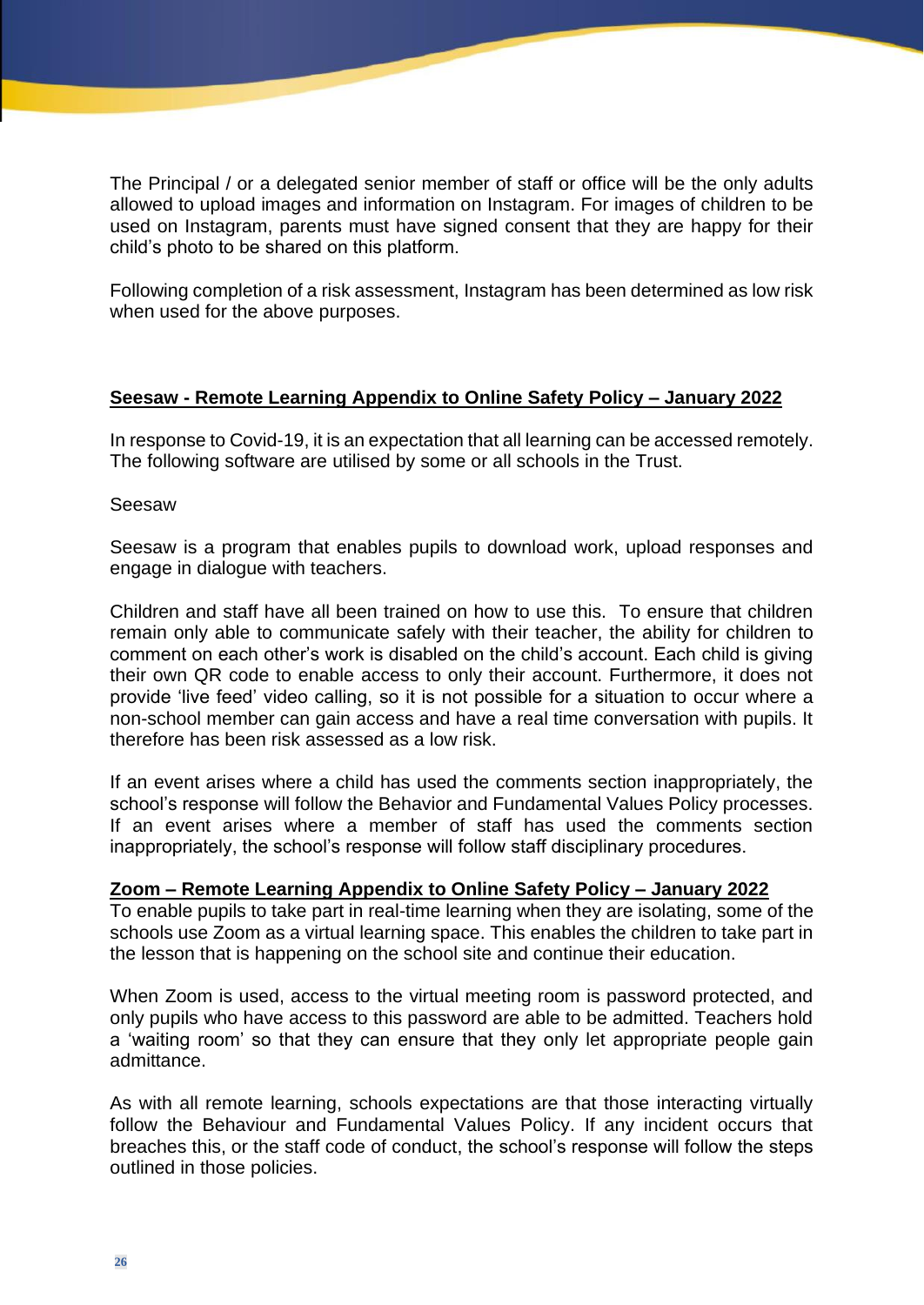The Principal / or a delegated senior member of staff or office will be the only adults allowed to upload images and information on Instagram. For images of children to be used on Instagram, parents must have signed consent that they are happy for their child's photo to be shared on this platform.

Following completion of a risk assessment, Instagram has been determined as low risk when used for the above purposes.

## Seesaw - Remote Learning Appendix to Online Safety Policy – January 2022

In response to Covid-19, it is an expectation that all learning can be accessed remotely. The following software are utilised by some or all schools in the Trust.

Seesaw

Seesaw is a program that enables pupils to download work, upload responses and engage in dialogue with teachers.

Children and staff have all been trained on how to use this. To ensure that children remain only able to communicate safely with their teacher, the ability for children to comment on each other's work is disabled on the child's account. Each child is giving their own QR code to enable access to only their account. Furthermore, it does not provide 'live feed' video calling, so it is not possible for a situation to occur where a non-school member can gain access and have a real time conversation with pupils. It therefore has been risk assessed as a low risk.

If an event arises where a child has used the comments section inappropriately, the school's response will follow the Behavior and Fundamental Values Policy processes. If an event arises where a member of staff has used the comments section inappropriately, the school's response will follow staff disciplinary procedures.

## Zoom – Remote Learning Appendix to Online Safety Policy – January 2022

To enable pupils to take part in real-time learning when they are isolating, some of the schools use Zoom as a virtual learning space. This enables the children to take part in the lesson that is happening on the school site and continue their education.

When Zoom is used, access to the virtual meeting room is password protected, and only pupils who have access to this password are able to be admitted. Teachers hold a 'waiting room' so that they can ensure that they only let appropriate people gain admittance.

As with all remote learning, schools expectations are that those interacting virtually follow the Behaviour and Fundamental Values Policy. If any incident occurs that breaches this, or the staff code of conduct, the school's response will follow the steps outlined in those policies.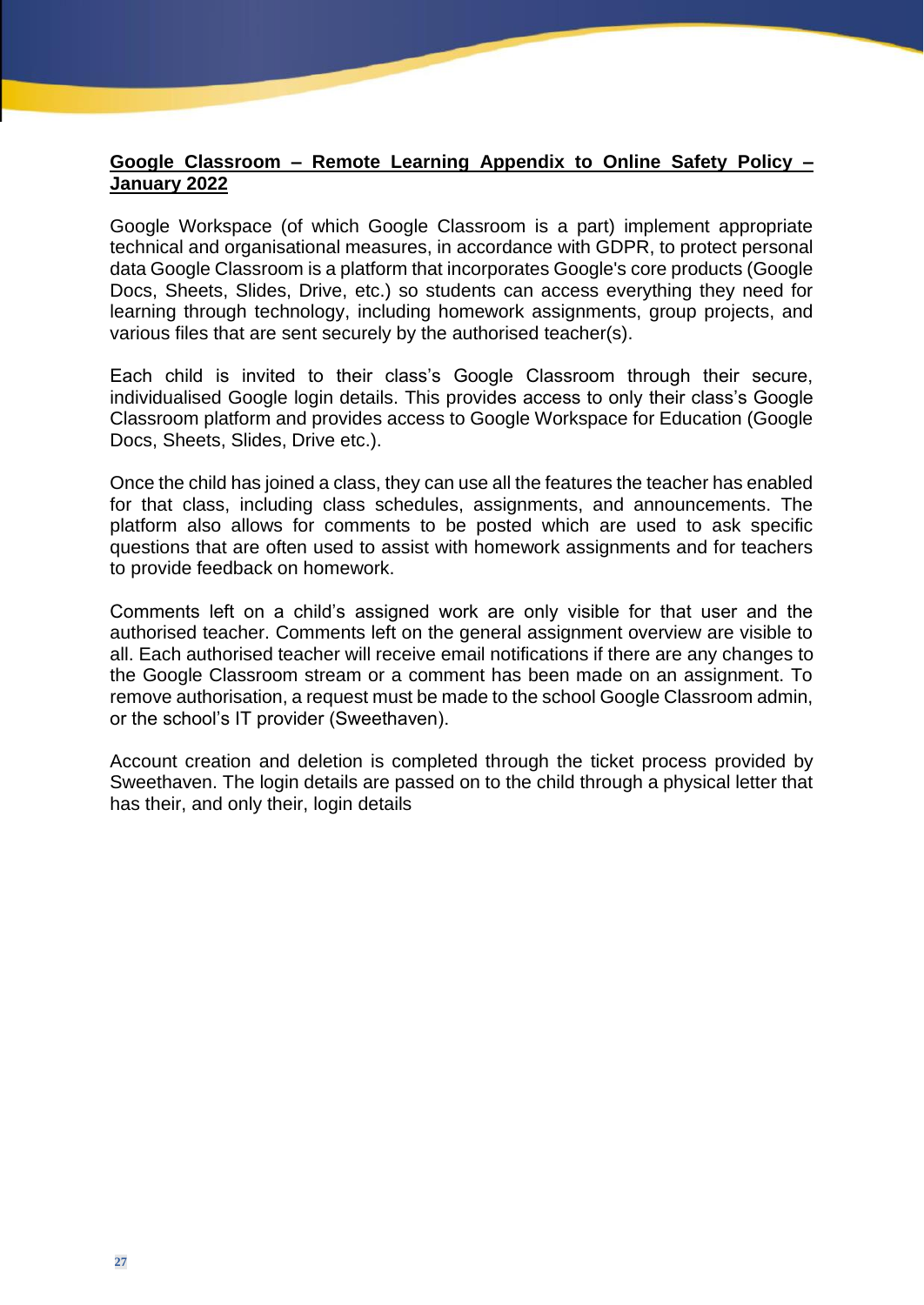**Google Classroom – Remote Learning Appendix to Online Safety Policy – January 2022**

Google Workspace (of which Google Classroom is a part) implement appropriate technical and organisational measures, in accordance with GDPR, to protect personal data Google Classroom is a platform that incorporates Google's core products (Google Docs, Sheets, Slides, Drive, etc.) so students can access everything they need for learning through technology, including homework assignments, group projects, and various files that are sent securely by the authorised teacher(s).

Each child is invited to their class's Google Classroom through their secure, individualised Google login details. This provides access to only their class's Google Classroom platform and provides access to Google Workspace for Education (Google Docs, Sheets, Slides, Drive etc.).

Once the child has joined a class, they can use all the features the teacher has enabled for that class, including class schedules, assignments, and announcements. The platform also allows for comments to be posted which are used to ask specific questions that are often used to assist with homework assignments and for teachers to provide feedback on homework.

Comments left on a child's assigned work are only visible for that user and the authorised teacher. Comments left on the general assignment overview are visible to all. Each authorised teacher will receive email notifications if there are any changes to the Google Classroom stream or a comment has been made on an assignment. To remove authorisation, a request must be made to the school Google Classroom admin, or the school's IT provider (Sweethaven).

Account creation and deletion is completed through the ticket process provided by Sweethaven. The login details are passed on to the child through a physical letter that has their, and only their, login details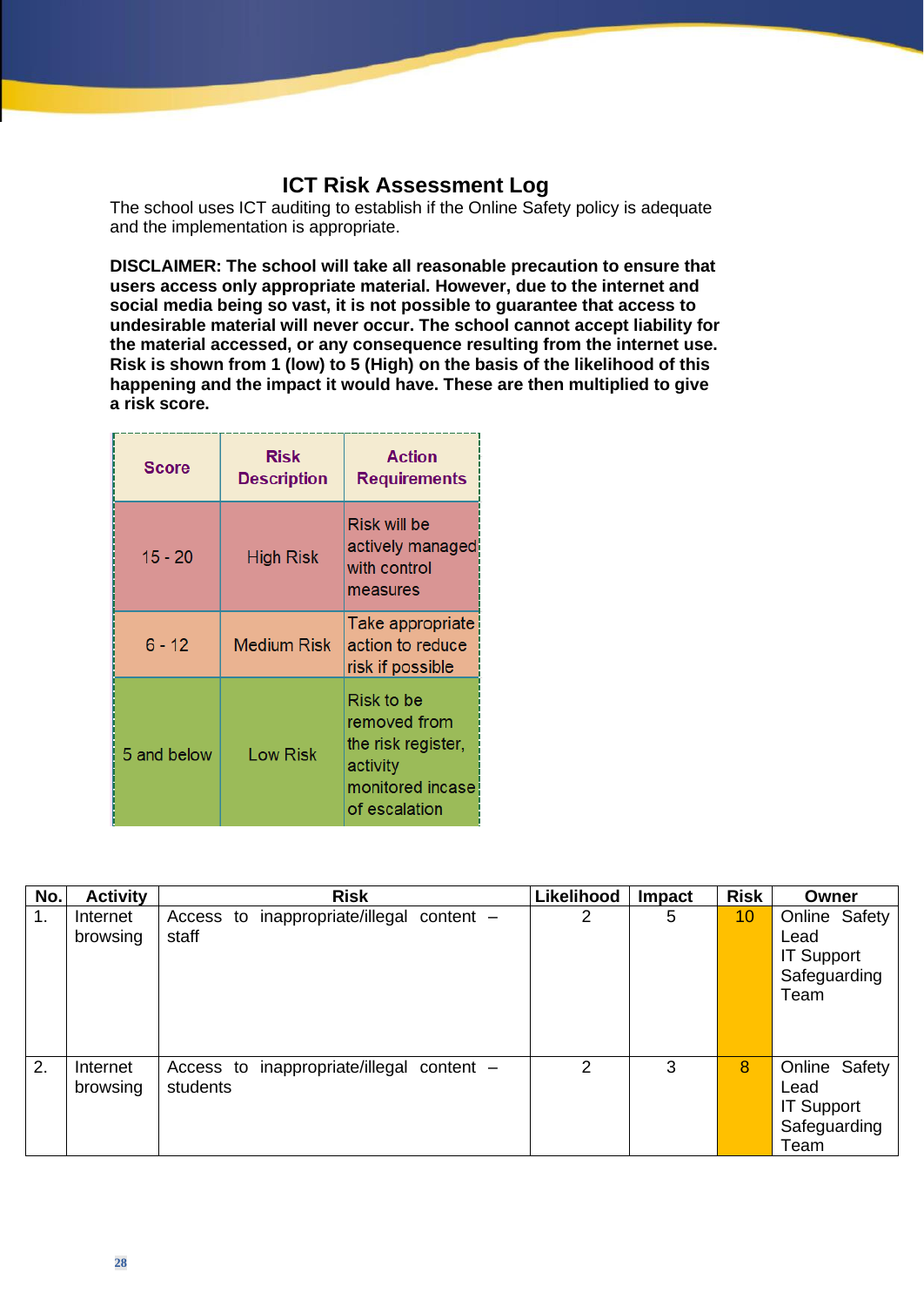## ICT Risk Assessment Log

The school uses ICT auditing to establish if the Online Safety policy is adequate and the implementation is appropriate.

**DISCLAIMER: The school will take all reasonable precaution to ensure that users access only appropriate material. However, due to the internet and social media being so vast, it is not possible to guarantee that access to undesirable material will never occur. The school cannot accept liability for the material accessed, or any consequence resulting from the internet use. Risk is shown from 1 (low) to 5 (High) on the basis of the likelihood of this happening and the impact it would have. These are then multiplied to give a risk score.**

| Score | Risk Description | Action Requirements |
|---|---|---|
| 15 - 20 | High Risk | Risk will be actively managed with control measures |
| 6 - 12 | Medium Risk | Take appropriate action to reduce risk if possible |
| 5 and below | Low Risk | Risk to be removed from the risk register, activity monitored incase of escalation |

| No. | Activity | Risk | Likelihood | Impact | Risk | Owner |
|---|---|---|---|---|---|---|
| 1. | Internet browsing | Access to inappropriate/illegal content – staff | 2 | 5 | 10 | Online Safety Lead<br>IT Support<br>Safeguarding Team |
| 2. | Internet browsing | Access to inappropriate/illegal content – students | 2 | 3 | 8 | Online Safety Lead<br>IT Support<br>Safeguarding Team |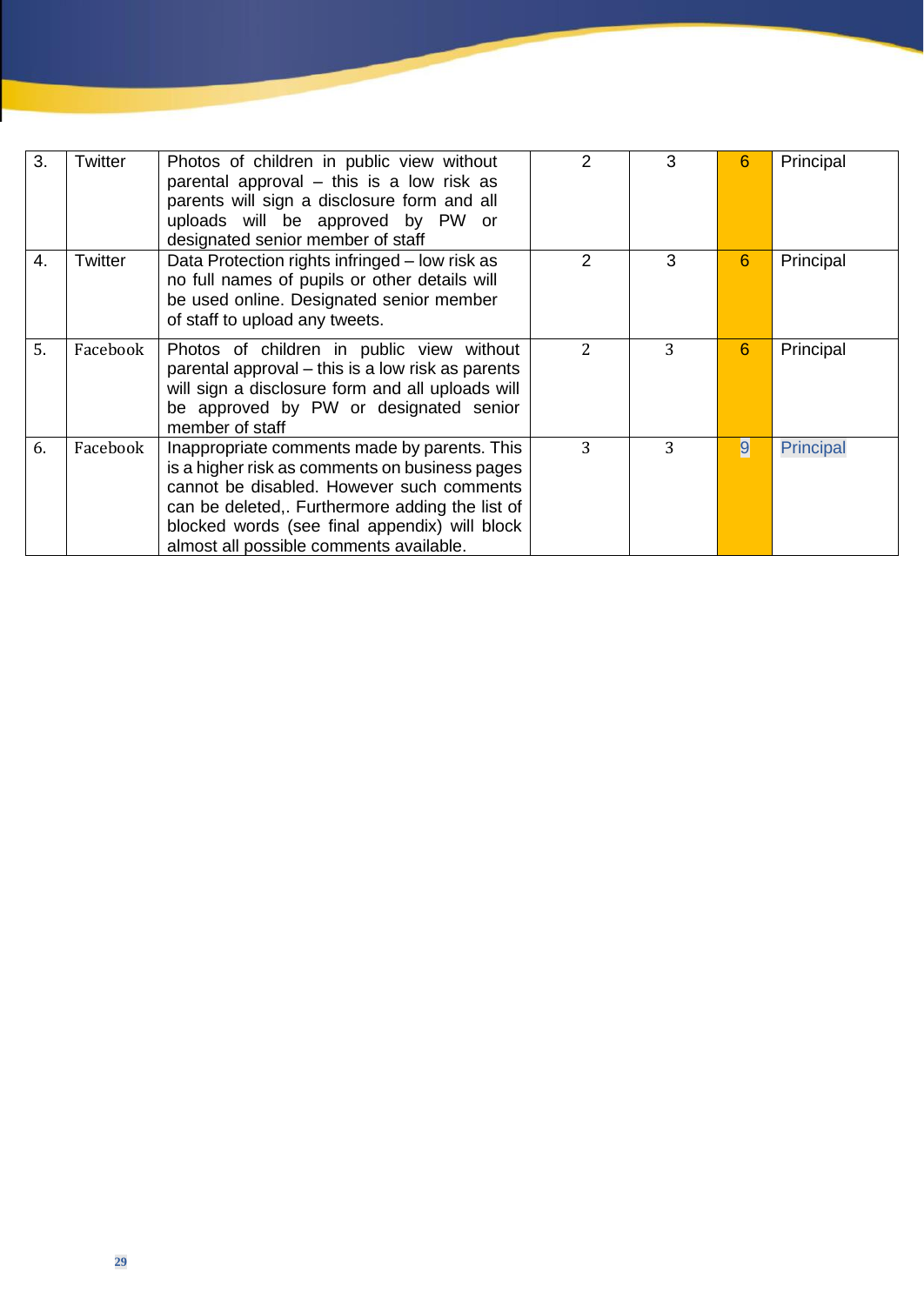| 3. | Twitter | Photos of children in public view without parental approval – this is a low risk as parents will sign a disclosure form and all uploads will be approved by PW or designated senior member of staff | 2 | 3 | 6 | Principal |
|---|---|---|---|---|---|---|
| 4. | Twitter | Data Protection rights infringed – low risk as no full names of pupils or other details will be used online. Designated senior member of staff to upload any tweets. | 2 | 3 | 6 | Principal |
| 5. | Facebook | Photos of children in public view without parental approval – this is a low risk as parents will sign a disclosure form and all uploads will be approved by PW or designated senior member of staff | 2 | 3 | 6 | Principal |
| 6. | Facebook | Inappropriate comments made by parents. This is a higher risk as comments on business pages cannot be disabled. However such comments can be deleted,. Furthermore adding the list of blocked words (see final appendix) will block almost all possible comments available. | 3 | 3 | 9 | Principal |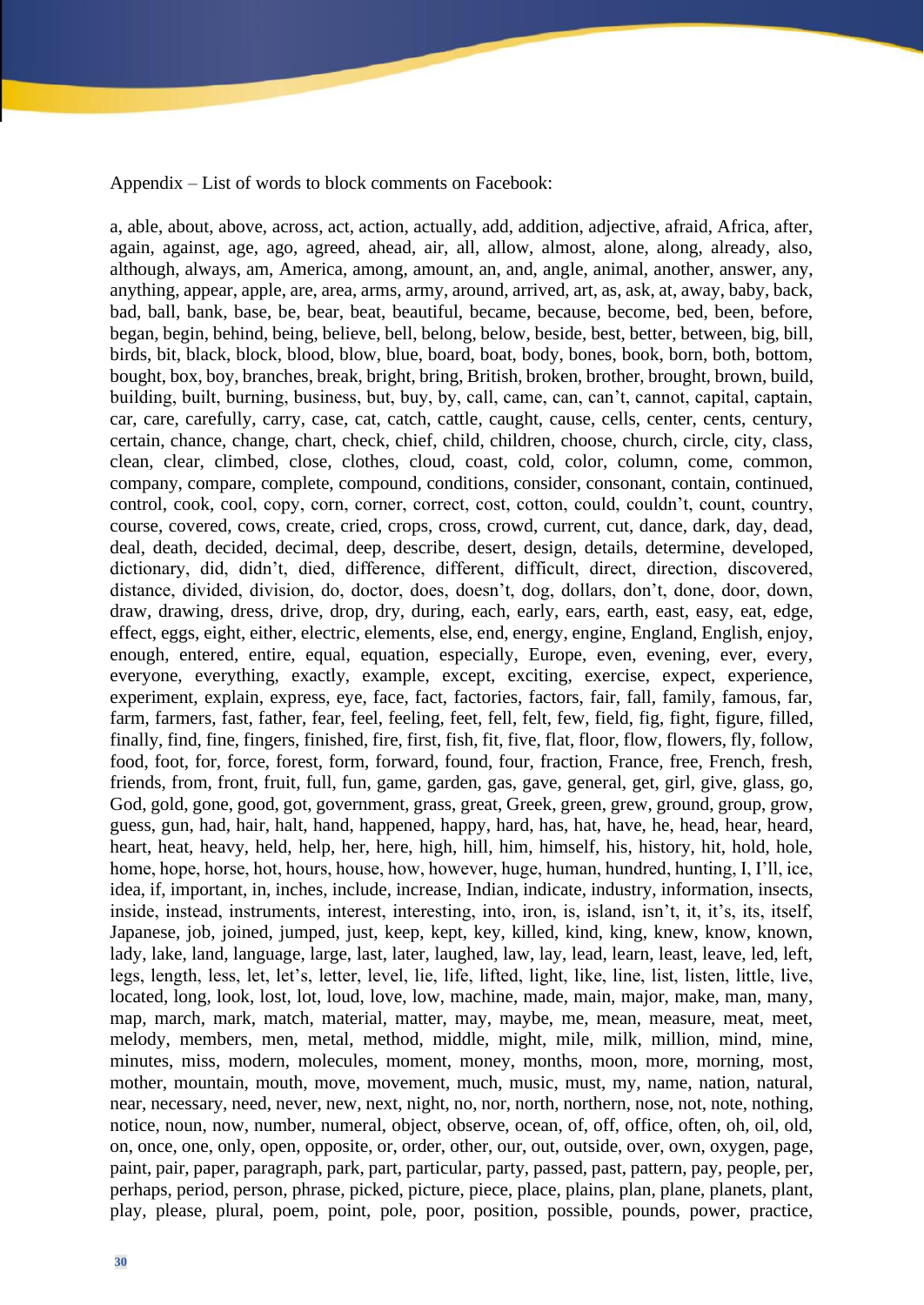Appendix – List of words to block comments on Facebook:

a, able, about, above, across, act, action, actually, add, addition, adjective, afraid, Africa, after, again, against, age, ago, agreed, ahead, air, all, allow, almost, alone, along, already, also, although, always, am, America, among, amount, an, and, angle, animal, another, answer, any, anything, appear, apple, are, area, arms, army, around, arrived, art, as, ask, at, away, baby, back, bad, ball, bank, base, be, bear, beat, beautiful, became, because, become, bed, been, before, began, begin, behind, being, believe, bell, belong, below, beside, best, better, between, big, bill, birds, bit, black, block, blood, blow, blue, board, boat, body, bones, book, born, both, bottom, bought, box, boy, branches, break, bright, bring, British, broken, brother, brought, brown, build, building, built, burning, business, but, buy, by, call, came, can, can't, cannot, capital, captain, car, care, carefully, carry, case, cat, catch, cattle, caught, cause, cells, center, cents, century, certain, chance, change, chart, check, chief, child, children, choose, church, circle, city, class, clean, clear, climbed, close, clothes, cloud, coast, cold, color, column, come, common, company, compare, complete, compound, conditions, consider, consonant, contain, continued, control, cook, cool, copy, corn, corner, correct, cost, cotton, could, couldn't, count, country, course, covered, cows, create, cried, crops, cross, crowd, current, cut, dance, dark, day, dead, deal, death, decided, decimal, deep, describe, desert, design, details, determine, developed, dictionary, did, didn't, died, difference, different, difficult, direct, direction, discovered, distance, divided, division, do, doctor, does, doesn't, dog, dollars, don't, done, door, down, draw, drawing, dress, drive, drop, dry, during, each, early, ears, earth, east, easy, eat, edge, effect, eggs, eight, either, electric, elements, else, end, energy, engine, England, English, enjoy, enough, entered, entire, equal, equation, especially, Europe, even, evening, ever, every, everyone, everything, exactly, example, except, exciting, exercise, expect, experience, experiment, explain, express, eye, face, fact, factories, factors, fair, fall, family, famous, far, farm, farmers, fast, father, fear, feel, feeling, feet, fell, felt, few, field, fig, fight, figure, filled, finally, find, fine, fingers, finished, fire, first, fish, fit, five, flat, floor, flow, flowers, fly, follow, food, foot, for, force, forest, form, forward, found, four, fraction, France, free, French, fresh, friends, from, front, fruit, full, fun, game, garden, gas, gave, general, get, girl, give, glass, go, God, gold, gone, good, got, government, grass, great, Greek, green, grew, ground, group, grow, guess, gun, had, hair, halt, hand, happened, happy, hard, has, hat, have, he, head, hear, heard, heart, heat, heavy, held, help, her, here, high, hill, him, himself, his, history, hit, hold, hole, home, hope, horse, hot, hours, house, how, however, huge, human, hundred, hunting, I, I'll, ice, idea, if, important, in, inches, include, increase, Indian, indicate, industry, information, insects, inside, instead, instruments, interest, interesting, into, iron, is, island, isn't, it, it's, its, itself, Japanese, job, joined, jumped, just, keep, kept, key, killed, kind, king, knew, know, known, lady, lake, land, language, large, last, later, laughed, law, lay, lead, learn, least, leave, led, left, legs, length, less, let, let's, letter, level, lie, life, lifted, light, like, line, list, listen, little, live, located, long, look, lost, lot, loud, love, low, machine, made, main, major, make, man, many, map, march, mark, match, material, matter, may, maybe, me, mean, measure, meat, meet, melody, members, men, metal, method, middle, might, mile, milk, million, mind, mine, minutes, miss, modern, molecules, moment, money, months, moon, more, morning, most, mother, mountain, mouth, move, movement, much, music, must, my, name, nation, natural, near, necessary, need, never, new, next, night, no, nor, north, northern, nose, not, note, nothing, notice, noun, now, number, numeral, object, observe, ocean, of, off, office, often, oh, oil, old, on, once, one, only, open, opposite, or, order, other, our, out, outside, over, own, oxygen, page, paint, pair, paper, paragraph, park, part, particular, party, passed, past, pattern, pay, people, per, perhaps, period, person, phrase, picked, picture, piece, place, plains, plan, plane, planets, plant, play, please, plural, poem, point, pole, poor, position, possible, pounds, power, practice,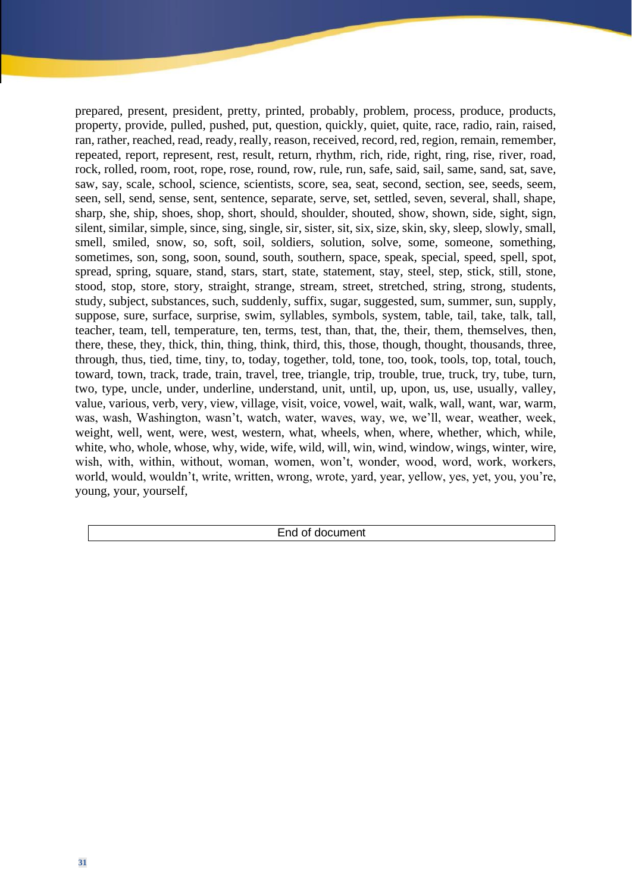prepared, present, president, pretty, printed, probably, problem, process, produce, products, property, provide, pulled, pushed, put, question, quickly, quiet, quite, race, radio, rain, raised, ran, rather, reached, read, ready, really, reason, received, record, red, region, remain, remember, repeated, report, represent, rest, result, return, rhythm, rich, ride, right, ring, rise, river, road, rock, rolled, room, root, rope, rose, round, row, rule, run, safe, said, sail, same, sand, sat, save, saw, say, scale, school, science, scientists, score, sea, seat, second, section, see, seeds, seem, seen, sell, send, sense, sent, sentence, separate, serve, set, settled, seven, several, shall, shape, sharp, she, ship, shoes, shop, short, should, shoulder, shouted, show, shown, side, sight, sign, silent, similar, simple, since, sing, single, sir, sister, sit, six, size, skin, sky, sleep, slowly, small, smell, smiled, snow, so, soft, soil, soldiers, solution, solve, some, someone, something, sometimes, son, song, soon, sound, south, southern, space, speak, special, speed, spell, spot, spread, spring, square, stand, stars, start, state, statement, stay, steel, step, stick, still, stone, stood, stop, store, story, straight, strange, stream, street, stretched, string, strong, students, study, subject, substances, such, suddenly, suffix, sugar, suggested, sum, summer, sun, supply, suppose, sure, surface, surprise, swim, syllables, symbols, system, table, tail, take, talk, tall, teacher, team, tell, temperature, ten, terms, test, than, that, the, their, them, themselves, then, there, these, they, thick, thin, thing, think, third, this, those, though, thought, thousands, three, through, thus, tied, time, tiny, to, today, together, told, tone, too, took, tools, top, total, touch, toward, town, track, trade, train, travel, tree, triangle, trip, trouble, true, truck, try, tube, turn, two, type, uncle, under, underline, understand, unit, until, up, upon, us, use, usually, valley, value, various, verb, very, view, village, visit, voice, vowel, wait, walk, wall, want, war, warm, was, wash, Washington, wasn't, watch, water, waves, way, we, we'll, wear, weather, week, weight, well, went, were, west, western, what, wheels, when, where, whether, which, while, white, who, whole, whose, why, wide, wife, wild, will, win, wind, window, wings, winter, wire, wish, with, within, without, woman, women, won't, wonder, wood, word, work, workers, world, would, wouldn't, write, written, wrong, wrote, yard, year, yellow, yes, yet, you, you're, young, your, yourself,

End of document